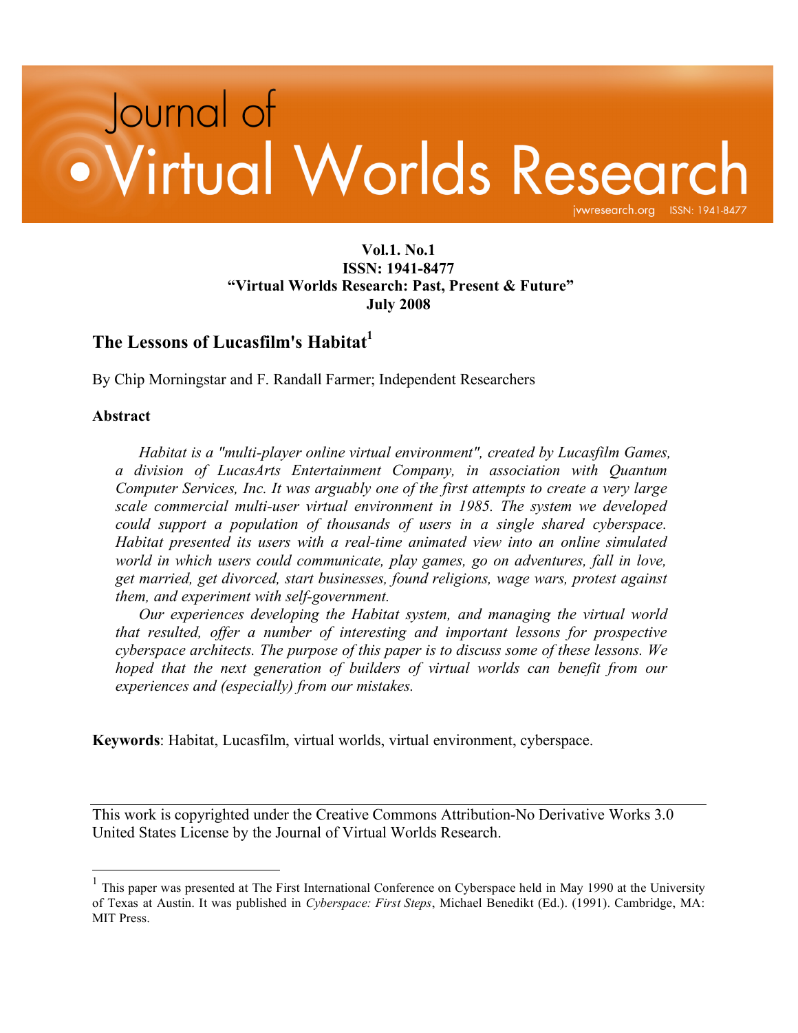# Journal of Virtual Worlds Research

jvwresearch.org ISSN: 1941-8477

**Vol.1. No.1**
**ISSN: 1941-8477**
**"Virtual Worlds Research: Past, Present & Future"**
**July 2008**

## The Lessons of Lucasfilm's Habitat[1]

By Chip Morningstar and F. Randall Farmer; Independent Researchers

### Abstract

*Habitat is a "multi-player online virtual environment", created by Lucasfilm Games, a division of LucasArts Entertainment Company, in association with Quantum Computer Services, Inc. It was arguably one of the first attempts to create a very large scale commercial multi-user virtual environment in 1985. The system we developed could support a population of thousands of users in a single shared cyberspace. Habitat presented its users with a real-time animated view into an online simulated world in which users could communicate, play games, go on adventures, fall in love, get married, get divorced, start businesses, found religions, wage wars, protest against them, and experiment with self-government.*

*Our experiences developing the Habitat system, and managing the virtual world that resulted, offer a number of interesting and important lessons for prospective cyberspace architects. The purpose of this paper is to discuss some of these lessons. We hoped that the next generation of builders of virtual worlds can benefit from our experiences and (especially) from our mistakes.*

**Keywords**: Habitat, Lucasfilm, virtual worlds, virtual environment, cyberspace.

---

This work is copyrighted under the Creative Commons Attribution-No Derivative Works 3.0 United States License by the Journal of Virtual Worlds Research.

---

[1] This paper was presented at The First International Conference on Cyberspace held in May 1990 at the University of Texas at Austin. It was published in *Cyberspace: First Steps*, Michael Benedikt (Ed.). (1991). Cambridge, MA: MIT Press.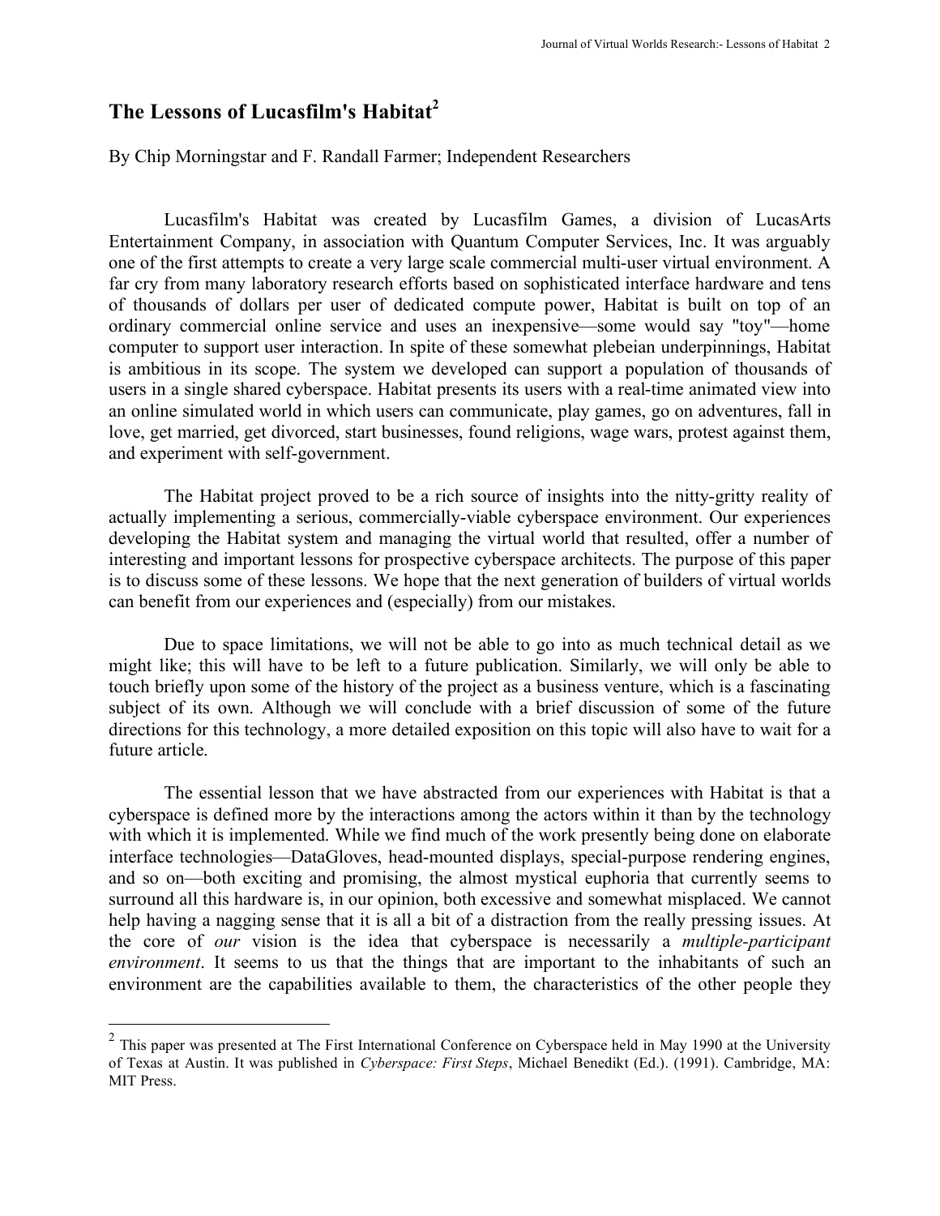# The Lessons of Lucasfilm's Habitat[2]

By Chip Morningstar and F. Randall Farmer; Independent Researchers

Lucasfilm's Habitat was created by Lucasfilm Games, a division of LucasArts Entertainment Company, in association with Quantum Computer Services, Inc. It was arguably one of the first attempts to create a very large scale commercial multi-user virtual environment. A far cry from many laboratory research efforts based on sophisticated interface hardware and tens of thousands of dollars per user of dedicated compute power, Habitat is built on top of an ordinary commercial online service and uses an inexpensive—some would say "toy"—home computer to support user interaction. In spite of these somewhat plebeian underpinnings, Habitat is ambitious in its scope. The system we developed can support a population of thousands of users in a single shared cyberspace. Habitat presents its users with a real-time animated view into an online simulated world in which users can communicate, play games, go on adventures, fall in love, get married, get divorced, start businesses, found religions, wage wars, protest against them, and experiment with self-government.

The Habitat project proved to be a rich source of insights into the nitty-gritty reality of actually implementing a serious, commercially-viable cyberspace environment. Our experiences developing the Habitat system and managing the virtual world that resulted, offer a number of interesting and important lessons for prospective cyberspace architects. The purpose of this paper is to discuss some of these lessons. We hope that the next generation of builders of virtual worlds can benefit from our experiences and (especially) from our mistakes.

Due to space limitations, we will not be able to go into as much technical detail as we might like; this will have to be left to a future publication. Similarly, we will only be able to touch briefly upon some of the history of the project as a business venture, which is a fascinating subject of its own. Although we will conclude with a brief discussion of some of the future directions for this technology, a more detailed exposition on this topic will also have to wait for a future article.

The essential lesson that we have abstracted from our experiences with Habitat is that a cyberspace is defined more by the interactions among the actors within it than by the technology with which it is implemented. While we find much of the work presently being done on elaborate interface technologies—DataGloves, head-mounted displays, special-purpose rendering engines, and so on—both exciting and promising, the almost mystical euphoria that currently seems to surround all this hardware is, in our opinion, both excessive and somewhat misplaced. We cannot help having a nagging sense that it is all a bit of a distraction from the really pressing issues. At the core of *our* vision is the idea that cyberspace is necessarily a *multiple-participant environment*. It seems to us that the things that are important to the inhabitants of such an environment are the capabilities available to them, the characteristics of the other people they

---

[2] This paper was presented at The First International Conference on Cyberspace held in May 1990 at the University of Texas at Austin. It was published in *Cyberspace: First Steps*, Michael Benedikt (Ed.). (1991). Cambridge, MA: MIT Press.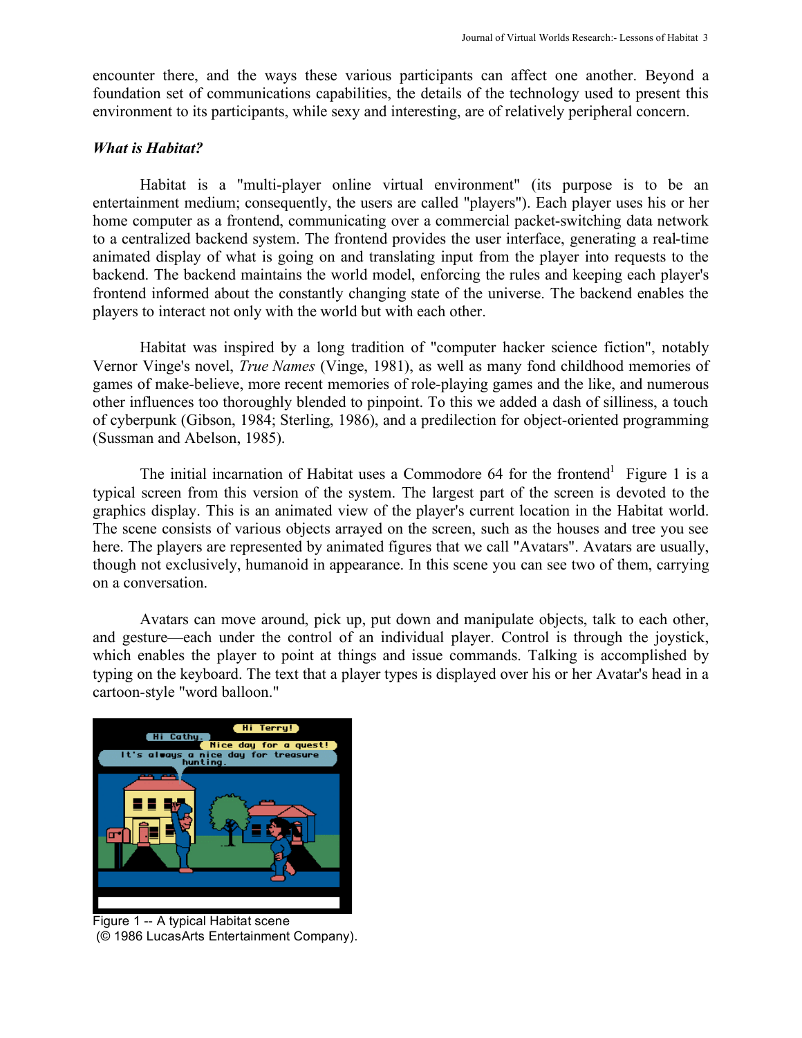encounter there, and the ways these various participants can affect one another. Beyond a foundation set of communications capabilities, the details of the technology used to present this environment to its participants, while sexy and interesting, are of relatively peripheral concern.

### *What is Habitat?*

Habitat is a "multi-player online virtual environment" (its purpose is to be an entertainment medium; consequently, the users are called "players"). Each player uses his or her home computer as a frontend, communicating over a commercial packet-switching data network to a centralized backend system. The frontend provides the user interface, generating a real-time animated display of what is going on and translating input from the player into requests to the backend. The backend maintains the world model, enforcing the rules and keeping each player's frontend informed about the constantly changing state of the universe. The backend enables the players to interact not only with the world but with each other.

Habitat was inspired by a long tradition of "computer hacker science fiction", notably Vernor Vinge's novel, *True Names* (Vinge, 1981), as well as many fond childhood memories of games of make-believe, more recent memories of role-playing games and the like, and numerous other influences too thoroughly blended to pinpoint. To this we added a dash of silliness, a touch of cyberpunk (Gibson, 1984; Sterling, 1986), and a predilection for object-oriented programming (Sussman and Abelson, 1985).

The initial incarnation of Habitat uses a Commodore 64 for the frontend[1] Figure 1 is a typical screen from this version of the system. The largest part of the screen is devoted to the graphics display. This is an animated view of the player's current location in the Habitat world. The scene consists of various objects arrayed on the screen, such as the houses and tree you see here. The players are represented by animated figures that we call "Avatars". Avatars are usually, though not exclusively, humanoid in appearance. In this scene you can see two of them, carrying on a conversation.

Avatars can move around, pick up, put down and manipulate objects, talk to each other, and gesture—each under the control of an individual player. Control is through the joystick, which enables the player to point at things and issue commands. Talking is accomplished by typing on the keyboard. The text that a player types is displayed over his or her Avatar's head in a cartoon-style "word balloon."

Figure 1 -- A typical Habitat scene
(© 1986 LucasArts Entertainment Company).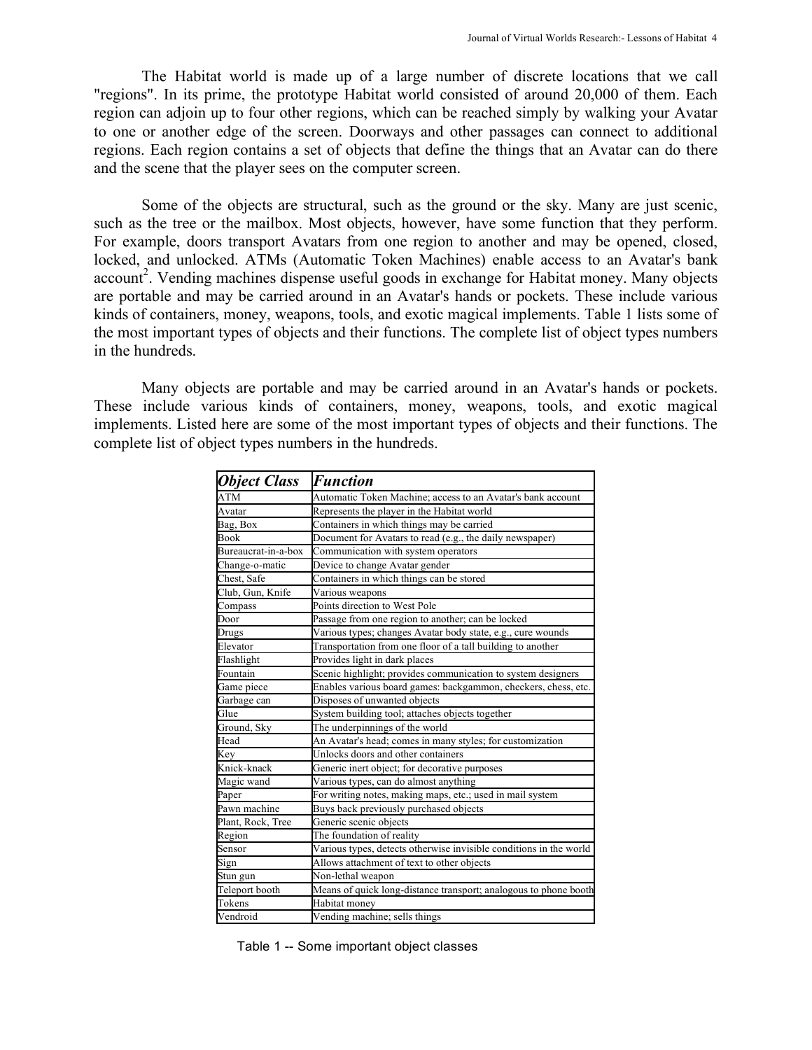The Habitat world is made up of a large number of discrete locations that we call "regions". In its prime, the prototype Habitat world consisted of around 20,000 of them. Each region can adjoin up to four other regions, which can be reached simply by walking your Avatar to one or another edge of the screen. Doorways and other passages can connect to additional regions. Each region contains a set of objects that define the things that an Avatar can do there and the scene that the player sees on the computer screen.

Some of the objects are structural, such as the ground or the sky. Many are just scenic, such as the tree or the mailbox. Most objects, however, have some function that they perform. For example, doors transport Avatars from one region to another and may be opened, closed, locked, and unlocked. ATMs (Automatic Token Machines) enable access to an Avatar's bank account[2]. Vending machines dispense useful goods in exchange for Habitat money. Many objects are portable and may be carried around in an Avatar's hands or pockets. These include various kinds of containers, money, weapons, tools, and exotic magical implements. Table 1 lists some of the most important types of objects and their functions. The complete list of object types numbers in the hundreds.

Many objects are portable and may be carried around in an Avatar's hands or pockets. These include various kinds of containers, money, weapons, tools, and exotic magical implements. Listed here are some of the most important types of objects and their functions. The complete list of object types numbers in the hundreds.

| ***Object Class*** | ***Function*** |
|---|---|
| ATM | Automatic Token Machine; access to an Avatar's bank account |
| Avatar | Represents the player in the Habitat world |
| Bag, Box | Containers in which things may be carried |
| Book | Document for Avatars to read (e.g., the daily newspaper) |
| Bureaucrat-in-a-box | Communication with system operators |
| Change-o-matic | Device to change Avatar gender |
| Chest, Safe | Containers in which things can be stored |
| Club, Gun, Knife | Various weapons |
| Compass | Points direction to West Pole |
| Door | Passage from one region to another; can be locked |
| Drugs | Various types; changes Avatar body state, e.g., cure wounds |
| Elevator | Transportation from one floor of a tall building to another |
| Flashlight | Provides light in dark places |
| Fountain | Scenic highlight; provides communication to system designers |
| Game piece | Enables various board games: backgammon, checkers, chess, etc. |
| Garbage can | Disposes of unwanted objects |
| Glue | System building tool; attaches objects together |
| Ground, Sky | The underpinnings of the world |
| Head | An Avatar's head; comes in many styles; for customization |
| Key | Unlocks doors and other containers |
| Knick-knack | Generic inert object; for decorative purposes |
| Magic wand | Various types, can do almost anything |
| Paper | For writing notes, making maps, etc.; used in mail system |
| Pawn machine | Buys back previously purchased objects |
| Plant, Rock, Tree | Generic scenic objects |
| Region | The foundation of reality |
| Sensor | Various types, detects otherwise invisible conditions in the world |
| Sign | Allows attachment of text to other objects |
| Stun gun | Non-lethal weapon |
| Teleport booth | Means of quick long-distance transport; analogous to phone booth |
| Tokens | Habitat money |
| Vendroid | Vending machine; sells things |

Table 1 -- Some important object classes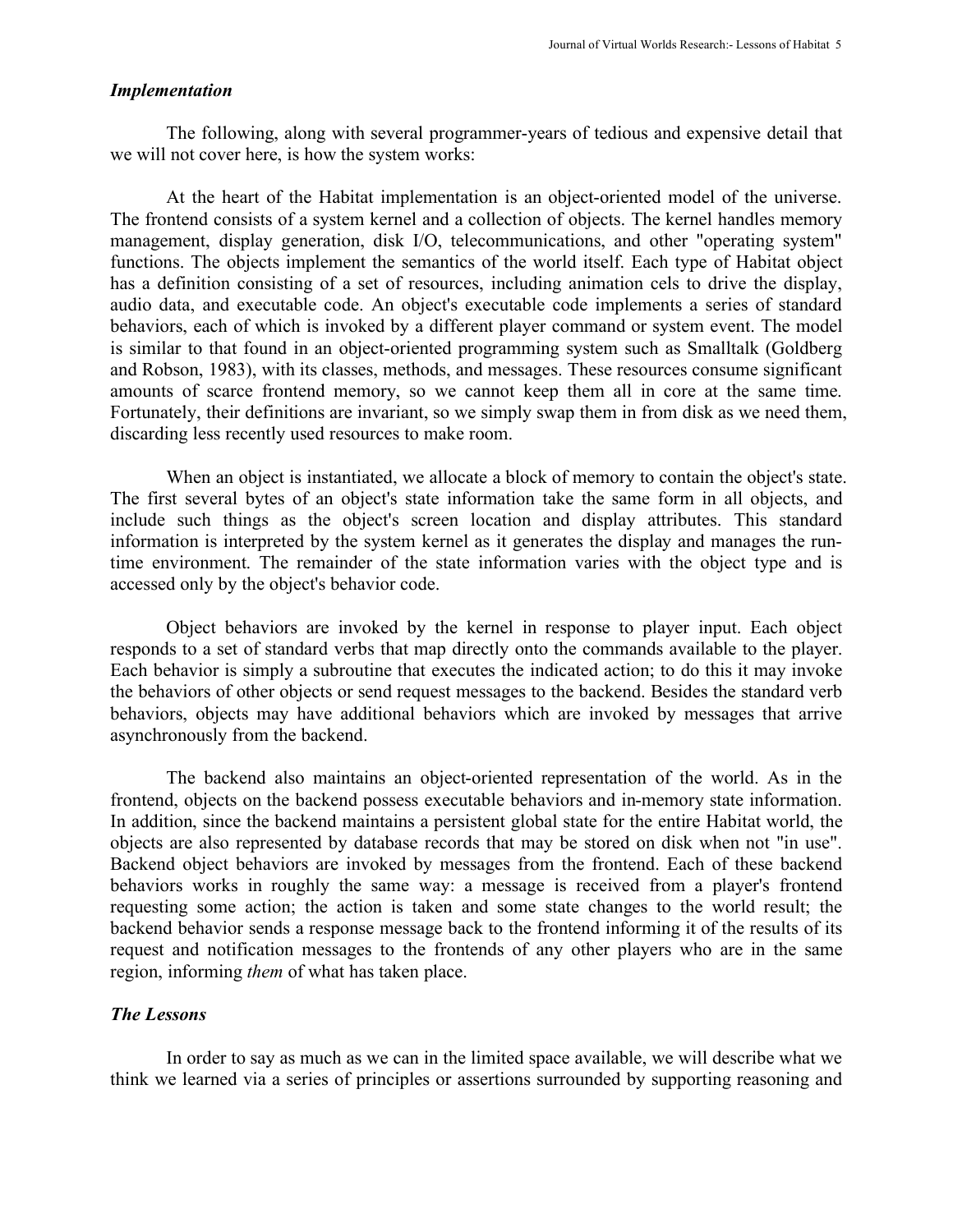### *Implementation*

The following, along with several programmer-years of tedious and expensive detail that we will not cover here, is how the system works:

At the heart of the Habitat implementation is an object-oriented model of the universe. The frontend consists of a system kernel and a collection of objects. The kernel handles memory management, display generation, disk I/O, telecommunications, and other "operating system" functions. The objects implement the semantics of the world itself. Each type of Habitat object has a definition consisting of a set of resources, including animation cels to drive the display, audio data, and executable code. An object's executable code implements a series of standard behaviors, each of which is invoked by a different player command or system event. The model is similar to that found in an object-oriented programming system such as Smalltalk (Goldberg and Robson, 1983), with its classes, methods, and messages. These resources consume significant amounts of scarce frontend memory, so we cannot keep them all in core at the same time. Fortunately, their definitions are invariant, so we simply swap them in from disk as we need them, discarding less recently used resources to make room.

When an object is instantiated, we allocate a block of memory to contain the object's state. The first several bytes of an object's state information take the same form in all objects, and include such things as the object's screen location and display attributes. This standard information is interpreted by the system kernel as it generates the display and manages the run-time environment. The remainder of the state information varies with the object type and is accessed only by the object's behavior code.

Object behaviors are invoked by the kernel in response to player input. Each object responds to a set of standard verbs that map directly onto the commands available to the player. Each behavior is simply a subroutine that executes the indicated action; to do this it may invoke the behaviors of other objects or send request messages to the backend. Besides the standard verb behaviors, objects may have additional behaviors which are invoked by messages that arrive asynchronously from the backend.

The backend also maintains an object-oriented representation of the world. As in the frontend, objects on the backend possess executable behaviors and in-memory state information. In addition, since the backend maintains a persistent global state for the entire Habitat world, the objects are also represented by database records that may be stored on disk when not "in use". Backend object behaviors are invoked by messages from the frontend. Each of these backend behaviors works in roughly the same way: a message is received from a player's frontend requesting some action; the action is taken and some state changes to the world result; the backend behavior sends a response message back to the frontend informing it of the results of its request and notification messages to the frontends of any other players who are in the same region, informing *them* of what has taken place.

### *The Lessons*

In order to say as much as we can in the limited space available, we will describe what we think we learned via a series of principles or assertions surrounded by supporting reasoning and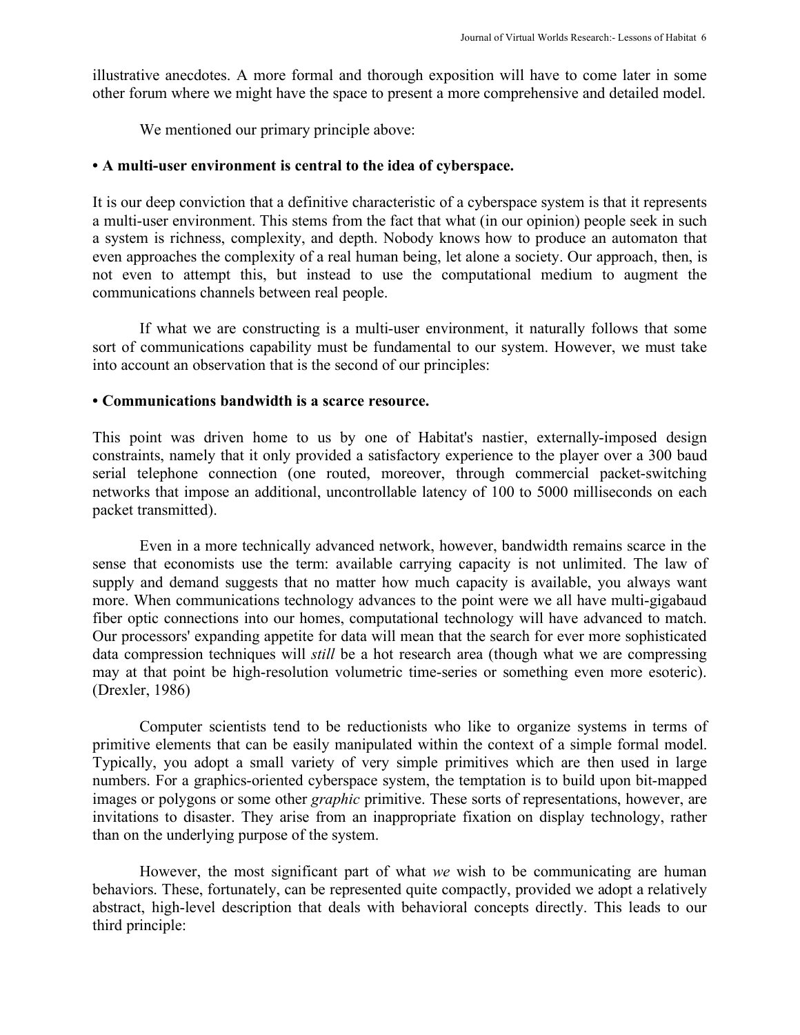illustrative anecdotes. A more formal and thorough exposition will have to come later in some other forum where we might have the space to present a more comprehensive and detailed model.

We mentioned our primary principle above:

**• A multi-user environment is central to the idea of cyberspace.**

It is our deep conviction that a definitive characteristic of a cyberspace system is that it represents a multi-user environment. This stems from the fact that what (in our opinion) people seek in such a system is richness, complexity, and depth. Nobody knows how to produce an automaton that even approaches the complexity of a real human being, let alone a society. Our approach, then, is not even to attempt this, but instead to use the computational medium to augment the communications channels between real people.

If what we are constructing is a multi-user environment, it naturally follows that some sort of communications capability must be fundamental to our system. However, we must take into account an observation that is the second of our principles:

**• Communications bandwidth is a scarce resource.**

This point was driven home to us by one of Habitat's nastier, externally-imposed design constraints, namely that it only provided a satisfactory experience to the player over a 300 baud serial telephone connection (one routed, moreover, through commercial packet-switching networks that impose an additional, uncontrollable latency of 100 to 5000 milliseconds on each packet transmitted).

Even in a more technically advanced network, however, bandwidth remains scarce in the sense that economists use the term: available carrying capacity is not unlimited. The law of supply and demand suggests that no matter how much capacity is available, you always want more. When communications technology advances to the point were we all have multi-gigabaud fiber optic connections into our homes, computational technology will have advanced to match. Our processors' expanding appetite for data will mean that the search for ever more sophisticated data compression techniques will *still* be a hot research area (though what we are compressing may at that point be high-resolution volumetric time-series or something even more esoteric). (Drexler, 1986)

Computer scientists tend to be reductionists who like to organize systems in terms of primitive elements that can be easily manipulated within the context of a simple formal model. Typically, you adopt a small variety of very simple primitives which are then used in large numbers. For a graphics-oriented cyberspace system, the temptation is to build upon bit-mapped images or polygons or some other *graphic* primitive. These sorts of representations, however, are invitations to disaster. They arise from an inappropriate fixation on display technology, rather than on the underlying purpose of the system.

However, the most significant part of what *we* wish to be communicating are human behaviors. These, fortunately, can be represented quite compactly, provided we adopt a relatively abstract, high-level description that deals with behavioral concepts directly. This leads to our third principle: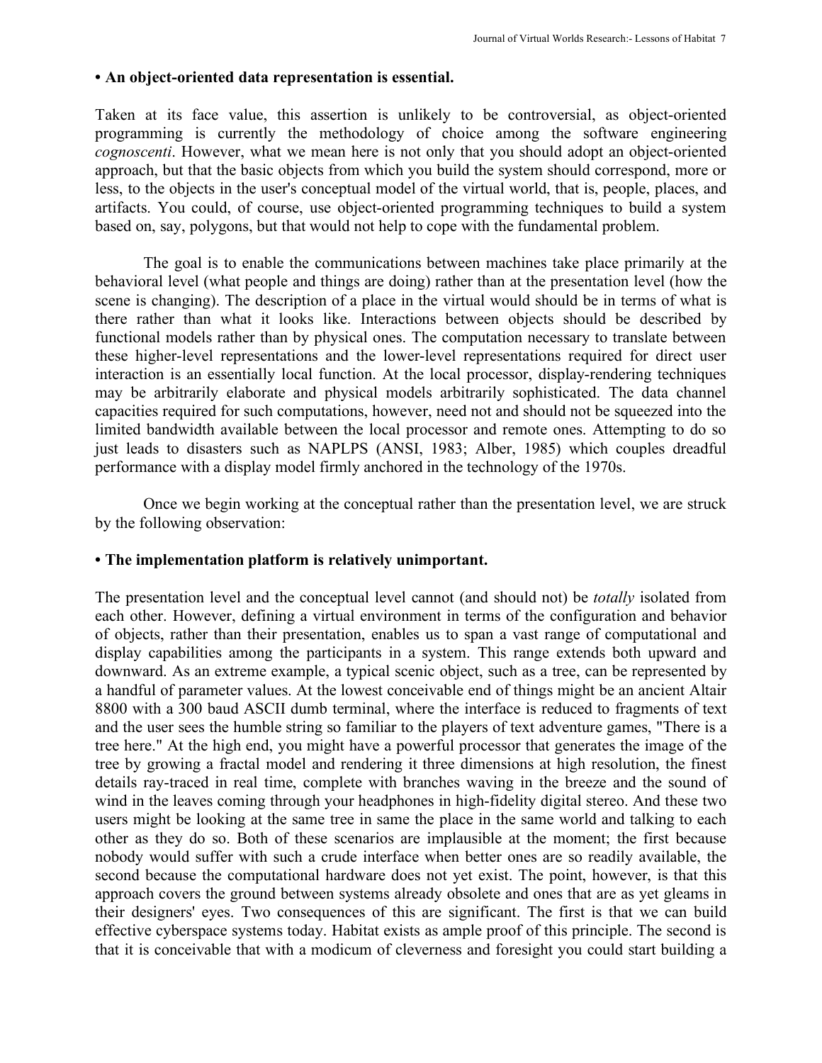**• An object-oriented data representation is essential.**

Taken at its face value, this assertion is unlikely to be controversial, as object-oriented programming is currently the methodology of choice among the software engineering *cognoscenti*. However, what we mean here is not only that you should adopt an object-oriented approach, but that the basic objects from which you build the system should correspond, more or less, to the objects in the user's conceptual model of the virtual world, that is, people, places, and artifacts. You could, of course, use object-oriented programming techniques to build a system based on, say, polygons, but that would not help to cope with the fundamental problem.

The goal is to enable the communications between machines take place primarily at the behavioral level (what people and things are doing) rather than at the presentation level (how the scene is changing). The description of a place in the virtual would should be in terms of what is there rather than what it looks like. Interactions between objects should be described by functional models rather than by physical ones. The computation necessary to translate between these higher-level representations and the lower-level representations required for direct user interaction is an essentially local function. At the local processor, display-rendering techniques may be arbitrarily elaborate and physical models arbitrarily sophisticated. The data channel capacities required for such computations, however, need not and should not be squeezed into the limited bandwidth available between the local processor and remote ones. Attempting to do so just leads to disasters such as NAPLPS (ANSI, 1983; Alber, 1985) which couples dreadful performance with a display model firmly anchored in the technology of the 1970s.

Once we begin working at the conceptual rather than the presentation level, we are struck by the following observation:

**• The implementation platform is relatively unimportant.**

The presentation level and the conceptual level cannot (and should not) be *totally* isolated from each other. However, defining a virtual environment in terms of the configuration and behavior of objects, rather than their presentation, enables us to span a vast range of computational and display capabilities among the participants in a system. This range extends both upward and downward. As an extreme example, a typical scenic object, such as a tree, can be represented by a handful of parameter values. At the lowest conceivable end of things might be an ancient Altair 8800 with a 300 baud ASCII dumb terminal, where the interface is reduced to fragments of text and the user sees the humble string so familiar to the players of text adventure games, "There is a tree here." At the high end, you might have a powerful processor that generates the image of the tree by growing a fractal model and rendering it three dimensions at high resolution, the finest details ray-traced in real time, complete with branches waving in the breeze and the sound of wind in the leaves coming through your headphones in high-fidelity digital stereo. And these two users might be looking at the same tree in same the place in the same world and talking to each other as they do so. Both of these scenarios are implausible at the moment; the first because nobody would suffer with such a crude interface when better ones are so readily available, the second because the computational hardware does not yet exist. The point, however, is that this approach covers the ground between systems already obsolete and ones that are as yet gleams in their designers' eyes. Two consequences of this are significant. The first is that we can build effective cyberspace systems today. Habitat exists as ample proof of this principle. The second is that it is conceivable that with a modicum of cleverness and foresight you could start building a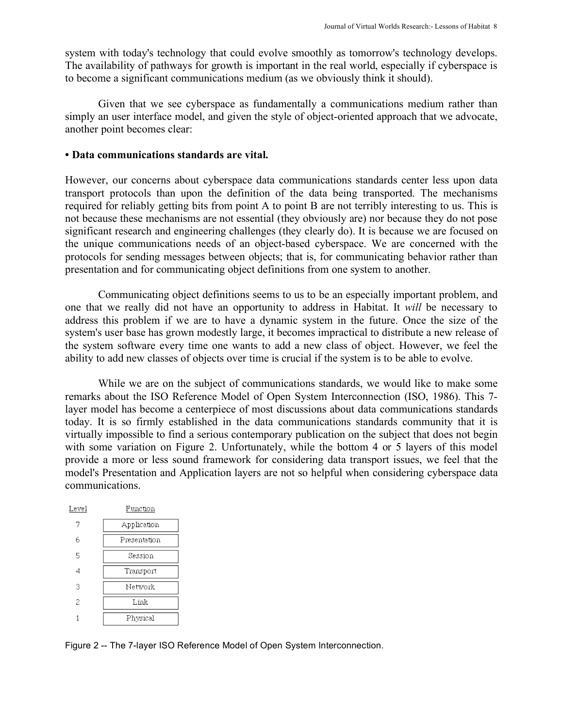system with today's technology that could evolve smoothly as tomorrow's technology develops. The availability of pathways for growth is important in the real world, especially if cyberspace is to become a significant communications medium (as we obviously think it should).

Given that we see cyberspace as fundamentally a communications medium rather than simply an user interface model, and given the style of object-oriented approach that we advocate, another point becomes clear:

**• Data communications standards are vital.**

However, our concerns about cyberspace data communications standards center less upon data transport protocols than upon the definition of the data being transported. The mechanisms required for reliably getting bits from point A to point B are not terribly interesting to us. This is not because these mechanisms are not essential (they obviously are) nor because they do not pose significant research and engineering challenges (they clearly do). It is because we are focused on the unique communications needs of an object-based cyberspace. We are concerned with the protocols for sending messages between objects; that is, for communicating behavior rather than presentation and for communicating object definitions from one system to another.

Communicating object definitions seems to us to be an especially important problem, and one that we really did not have an opportunity to address in Habitat. It *will* be necessary to address this problem if we are to have a dynamic system in the future. Once the size of the system's user base has grown modestly large, it becomes impractical to distribute a new release of the system software every time one wants to add a new class of object. However, we feel the ability to add new classes of objects over time is crucial if the system is to be able to evolve.

While we are on the subject of communications standards, we would like to make some remarks about the ISO Reference Model of Open System Interconnection (ISO, 1986). This 7-layer model has become a centerpiece of most discussions about data communications standards today. It is so firmly established in the data communications standards community that it is virtually impossible to find a serious contemporary publication on the subject that does not begin with some variation on Figure 2. Unfortunately, while the bottom 4 or 5 layers of this model provide a more or less sound framework for considering data transport issues, we feel that the model's Presentation and Application layers are not so helpful when considering cyberspace data communications.

| Level | Function |
|---|---|
| 7 | Application |
| 6 | Presentation |
| 5 | Session |
| 4 | Transport |
| 3 | Network |
| 2 | Link |
| 1 | Physical |

Figure 2 -- The 7-layer ISO Reference Model of Open System Interconnection.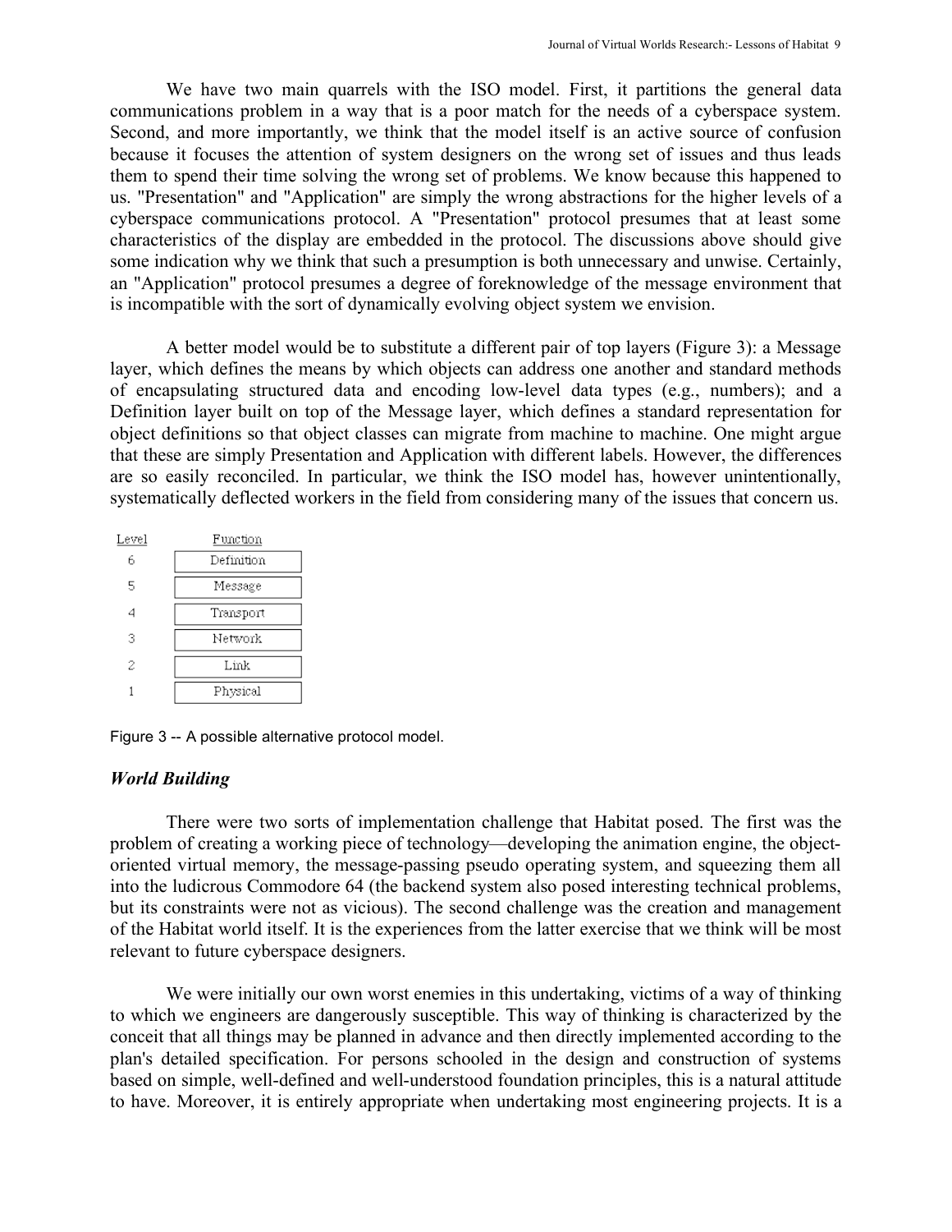We have two main quarrels with the ISO model. First, it partitions the general data communications problem in a way that is a poor match for the needs of a cyberspace system. Second, and more importantly, we think that the model itself is an active source of confusion because it focuses the attention of system designers on the wrong set of issues and thus leads them to spend their time solving the wrong set of problems. We know because this happened to us. "Presentation" and "Application" are simply the wrong abstractions for the higher levels of a cyberspace communications protocol. A "Presentation" protocol presumes that at least some characteristics of the display are embedded in the protocol. The discussions above should give some indication why we think that such a presumption is both unnecessary and unwise. Certainly, an "Application" protocol presumes a degree of foreknowledge of the message environment that is incompatible with the sort of dynamically evolving object system we envision.

A better model would be to substitute a different pair of top layers (Figure 3): a Message layer, which defines the means by which objects can address one another and standard methods of encapsulating structured data and encoding low-level data types (e.g., numbers); and a Definition layer built on top of the Message layer, which defines a standard representation for object definitions so that object classes can migrate from machine to machine. One might argue that these are simply Presentation and Application with different labels. However, the differences are so easily reconciled. In particular, we think the ISO model has, however unintentionally, systematically deflected workers in the field from considering many of the issues that concern us.

| Level | Function |
| --- | --- |
| 6 | Definition |
| 5 | Message |
| 4 | Transport |
| 3 | Network |
| 2 | Link |
| 1 | Physical |

Figure 3 -- A possible alternative protocol model.

### *World Building*

There were two sorts of implementation challenge that Habitat posed. The first was the problem of creating a working piece of technology—developing the animation engine, the object-oriented virtual memory, the message-passing pseudo operating system, and squeezing them all into the ludicrous Commodore 64 (the backend system also posed interesting technical problems, but its constraints were not as vicious). The second challenge was the creation and management of the Habitat world itself. It is the experiences from the latter exercise that we think will be most relevant to future cyberspace designers.

We were initially our own worst enemies in this undertaking, victims of a way of thinking to which we engineers are dangerously susceptible. This way of thinking is characterized by the conceit that all things may be planned in advance and then directly implemented according to the plan's detailed specification. For persons schooled in the design and construction of systems based on simple, well-defined and well-understood foundation principles, this is a natural attitude to have. Moreover, it is entirely appropriate when undertaking most engineering projects. It is a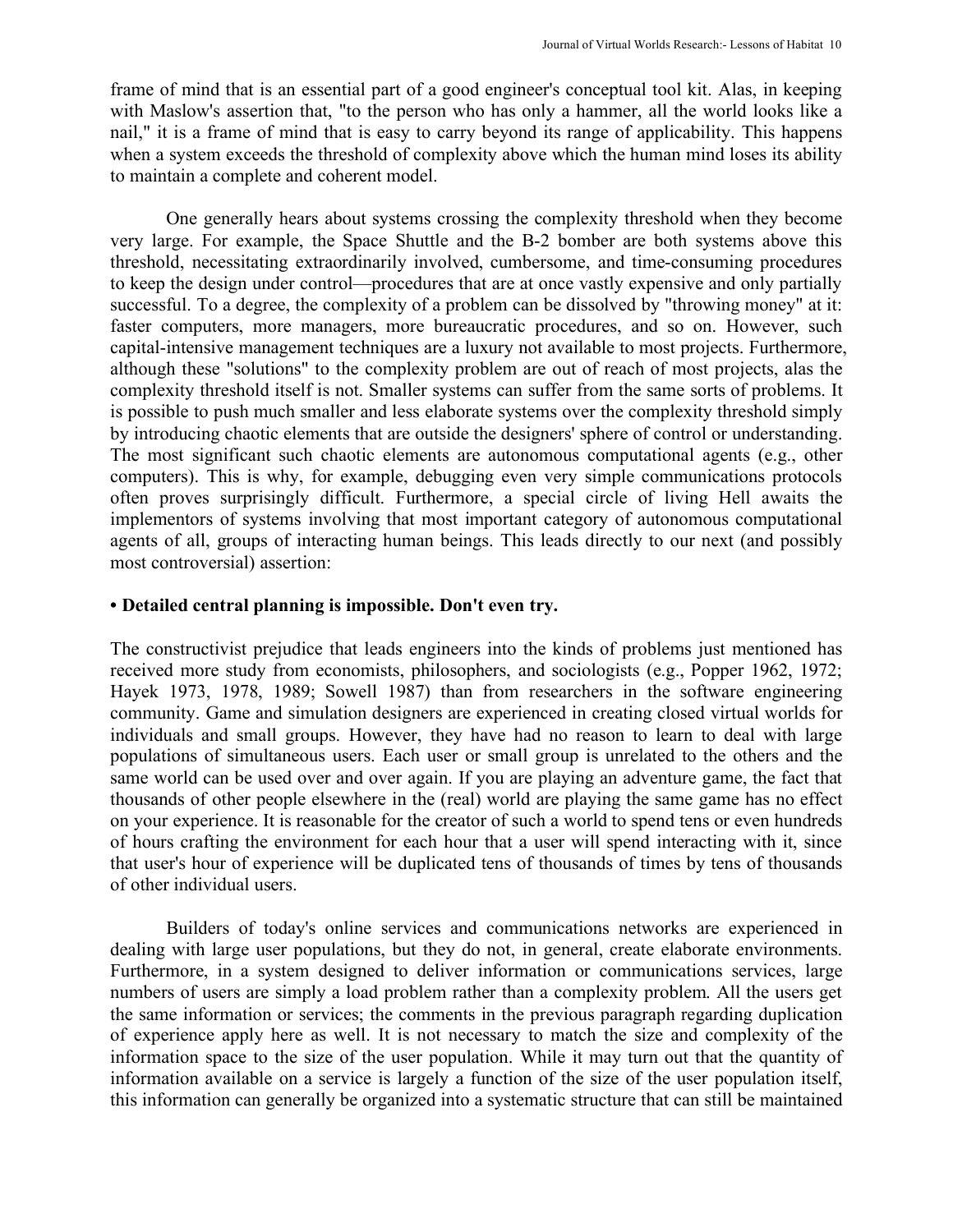frame of mind that is an essential part of a good engineer's conceptual tool kit. Alas, in keeping with Maslow's assertion that, "to the person who has only a hammer, all the world looks like a nail," it is a frame of mind that is easy to carry beyond its range of applicability. This happens when a system exceeds the threshold of complexity above which the human mind loses its ability to maintain a complete and coherent model.

One generally hears about systems crossing the complexity threshold when they become very large. For example, the Space Shuttle and the B-2 bomber are both systems above this threshold, necessitating extraordinarily involved, cumbersome, and time-consuming procedures to keep the design under control—procedures that are at once vastly expensive and only partially successful. To a degree, the complexity of a problem can be dissolved by "throwing money" at it: faster computers, more managers, more bureaucratic procedures, and so on. However, such capital-intensive management techniques are a luxury not available to most projects. Furthermore, although these "solutions" to the complexity problem are out of reach of most projects, alas the complexity threshold itself is not. Smaller systems can suffer from the same sorts of problems. It is possible to push much smaller and less elaborate systems over the complexity threshold simply by introducing chaotic elements that are outside the designers' sphere of control or understanding. The most significant such chaotic elements are autonomous computational agents (e.g., other computers). This is why, for example, debugging even very simple communications protocols often proves surprisingly difficult. Furthermore, a special circle of living Hell awaits the implementors of systems involving that most important category of autonomous computational agents of all, groups of interacting human beings. This leads directly to our next (and possibly most controversial) assertion:

- **Detailed central planning is impossible. Don't even try.**

The constructivist prejudice that leads engineers into the kinds of problems just mentioned has received more study from economists, philosophers, and sociologists (e.g., Popper 1962, 1972; Hayek 1973, 1978, 1989; Sowell 1987) than from researchers in the software engineering community. Game and simulation designers are experienced in creating closed virtual worlds for individuals and small groups. However, they have had no reason to learn to deal with large populations of simultaneous users. Each user or small group is unrelated to the others and the same world can be used over and over again. If you are playing an adventure game, the fact that thousands of other people elsewhere in the (real) world are playing the same game has no effect on your experience. It is reasonable for the creator of such a world to spend tens or even hundreds of hours crafting the environment for each hour that a user will spend interacting with it, since that user's hour of experience will be duplicated tens of thousands of times by tens of thousands of other individual users.

Builders of today's online services and communications networks are experienced in dealing with large user populations, but they do not, in general, create elaborate environments. Furthermore, in a system designed to deliver information or communications services, large numbers of users are simply a load problem rather than a complexity problem. All the users get the same information or services; the comments in the previous paragraph regarding duplication of experience apply here as well. It is not necessary to match the size and complexity of the information space to the size of the user population. While it may turn out that the quantity of information available on a service is largely a function of the size of the user population itself, this information can generally be organized into a systematic structure that can still be maintained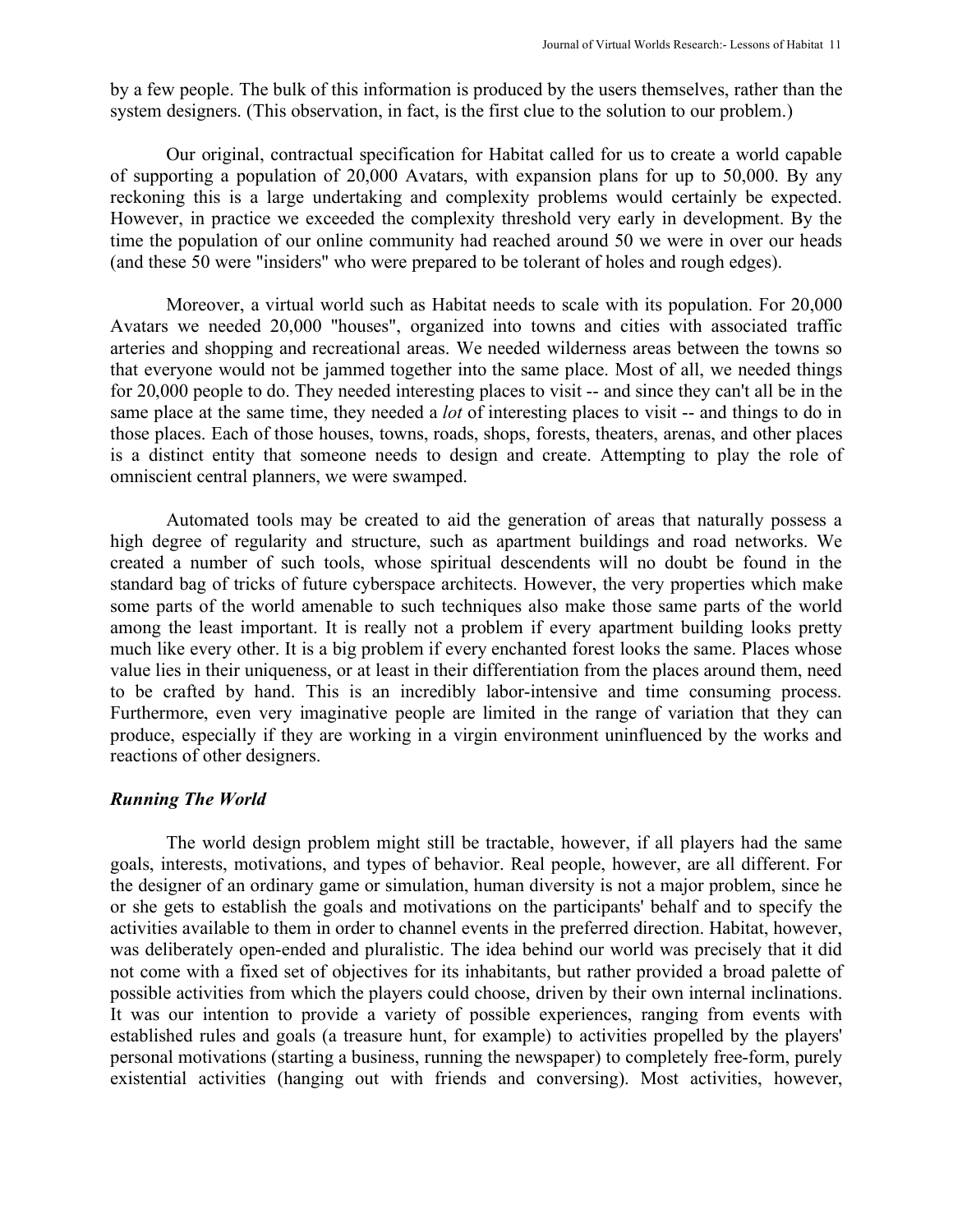by a few people. The bulk of this information is produced by the users themselves, rather than the system designers. (This observation, in fact, is the first clue to the solution to our problem.)

Our original, contractual specification for Habitat called for us to create a world capable of supporting a population of 20,000 Avatars, with expansion plans for up to 50,000. By any reckoning this is a large undertaking and complexity problems would certainly be expected. However, in practice we exceeded the complexity threshold very early in development. By the time the population of our online community had reached around 50 we were in over our heads (and these 50 were "insiders" who were prepared to be tolerant of holes and rough edges).

Moreover, a virtual world such as Habitat needs to scale with its population. For 20,000 Avatars we needed 20,000 "houses", organized into towns and cities with associated traffic arteries and shopping and recreational areas. We needed wilderness areas between the towns so that everyone would not be jammed together into the same place. Most of all, we needed things for 20,000 people to do. They needed interesting places to visit -- and since they can't all be in the same place at the same time, they needed a *lot* of interesting places to visit -- and things to do in those places. Each of those houses, towns, roads, shops, forests, theaters, arenas, and other places is a distinct entity that someone needs to design and create. Attempting to play the role of omniscient central planners, we were swamped.

Automated tools may be created to aid the generation of areas that naturally possess a high degree of regularity and structure, such as apartment buildings and road networks. We created a number of such tools, whose spiritual descendents will no doubt be found in the standard bag of tricks of future cyberspace architects. However, the very properties which make some parts of the world amenable to such techniques also make those same parts of the world among the least important. It is really not a problem if every apartment building looks pretty much like every other. It is a big problem if every enchanted forest looks the same. Places whose value lies in their uniqueness, or at least in their differentiation from the places around them, need to be crafted by hand. This is an incredibly labor-intensive and time consuming process. Furthermore, even very imaginative people are limited in the range of variation that they can produce, especially if they are working in a virgin environment uninfluenced by the works and reactions of other designers.

### *Running The World*

The world design problem might still be tractable, however, if all players had the same goals, interests, motivations, and types of behavior. Real people, however, are all different. For the designer of an ordinary game or simulation, human diversity is not a major problem, since he or she gets to establish the goals and motivations on the participants' behalf and to specify the activities available to them in order to channel events in the preferred direction. Habitat, however, was deliberately open-ended and pluralistic. The idea behind our world was precisely that it did not come with a fixed set of objectives for its inhabitants, but rather provided a broad palette of possible activities from which the players could choose, driven by their own internal inclinations. It was our intention to provide a variety of possible experiences, ranging from events with established rules and goals (a treasure hunt, for example) to activities propelled by the players' personal motivations (starting a business, running the newspaper) to completely free-form, purely existential activities (hanging out with friends and conversing). Most activities, however,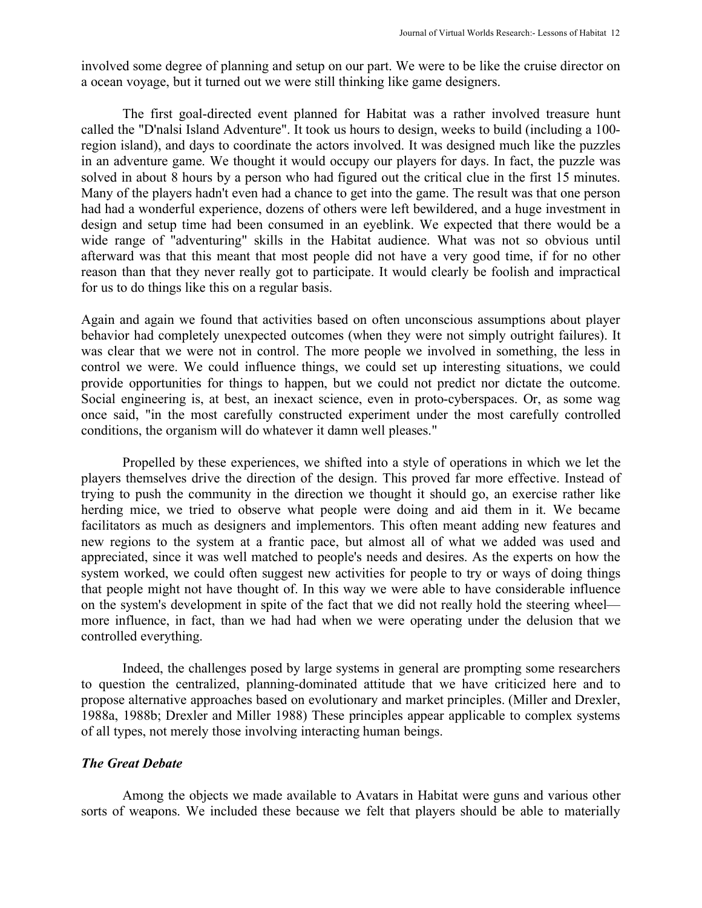involved some degree of planning and setup on our part. We were to be like the cruise director on a ocean voyage, but it turned out we were still thinking like game designers.

The first goal-directed event planned for Habitat was a rather involved treasure hunt called the "D'nalsi Island Adventure". It took us hours to design, weeks to build (including a 100-region island), and days to coordinate the actors involved. It was designed much like the puzzles in an adventure game. We thought it would occupy our players for days. In fact, the puzzle was solved in about 8 hours by a person who had figured out the critical clue in the first 15 minutes. Many of the players hadn't even had a chance to get into the game. The result was that one person had had a wonderful experience, dozens of others were left bewildered, and a huge investment in design and setup time had been consumed in an eyeblink. We expected that there would be a wide range of "adventuring" skills in the Habitat audience. What was not so obvious until afterward was that this meant that most people did not have a very good time, if for no other reason than that they never really got to participate. It would clearly be foolish and impractical for us to do things like this on a regular basis.

Again and again we found that activities based on often unconscious assumptions about player behavior had completely unexpected outcomes (when they were not simply outright failures). It was clear that we were not in control. The more people we involved in something, the less in control we were. We could influence things, we could set up interesting situations, we could provide opportunities for things to happen, but we could not predict nor dictate the outcome. Social engineering is, at best, an inexact science, even in proto-cyberspaces. Or, as some wag once said, "in the most carefully constructed experiment under the most carefully controlled conditions, the organism will do whatever it damn well pleases."

Propelled by these experiences, we shifted into a style of operations in which we let the players themselves drive the direction of the design. This proved far more effective. Instead of trying to push the community in the direction we thought it should go, an exercise rather like herding mice, we tried to observe what people were doing and aid them in it. We became facilitators as much as designers and implementors. This often meant adding new features and new regions to the system at a frantic pace, but almost all of what we added was used and appreciated, since it was well matched to people's needs and desires. As the experts on how the system worked, we could often suggest new activities for people to try or ways of doing things that people might not have thought of. In this way we were able to have considerable influence on the system's development in spite of the fact that we did not really hold the steering wheel—more influence, in fact, than we had had when we were operating under the delusion that we controlled everything.

Indeed, the challenges posed by large systems in general are prompting some researchers to question the centralized, planning-dominated attitude that we have criticized here and to propose alternative approaches based on evolutionary and market principles. (Miller and Drexler, 1988a, 1988b; Drexler and Miller 1988) These principles appear applicable to complex systems of all types, not merely those involving interacting human beings.

### *The Great Debate*

Among the objects we made available to Avatars in Habitat were guns and various other sorts of weapons. We included these because we felt that players should be able to materially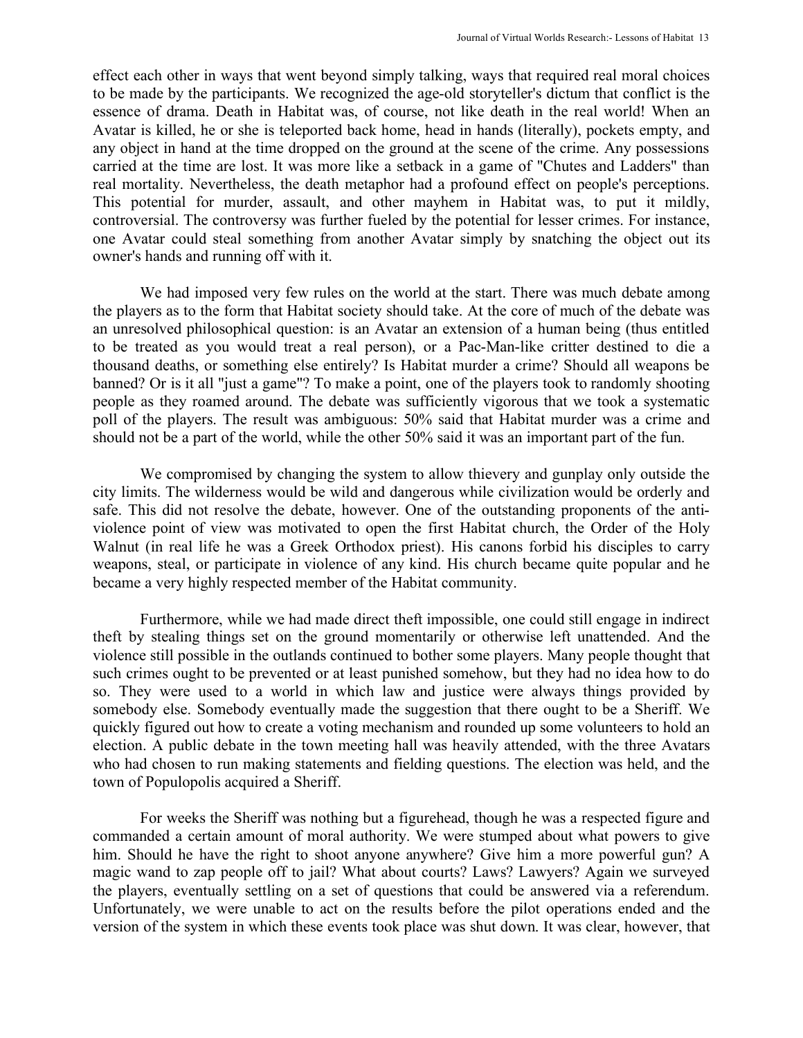effect each other in ways that went beyond simply talking, ways that required real moral choices to be made by the participants. We recognized the age-old storyteller's dictum that conflict is the essence of drama. Death in Habitat was, of course, not like death in the real world! When an Avatar is killed, he or she is teleported back home, head in hands (literally), pockets empty, and any object in hand at the time dropped on the ground at the scene of the crime. Any possessions carried at the time are lost. It was more like a setback in a game of "Chutes and Ladders" than real mortality. Nevertheless, the death metaphor had a profound effect on people's perceptions. This potential for murder, assault, and other mayhem in Habitat was, to put it mildly, controversial. The controversy was further fueled by the potential for lesser crimes. For instance, one Avatar could steal something from another Avatar simply by snatching the object out its owner's hands and running off with it.

We had imposed very few rules on the world at the start. There was much debate among the players as to the form that Habitat society should take. At the core of much of the debate was an unresolved philosophical question: is an Avatar an extension of a human being (thus entitled to be treated as you would treat a real person), or a Pac-Man-like critter destined to die a thousand deaths, or something else entirely? Is Habitat murder a crime? Should all weapons be banned? Or is it all "just a game"? To make a point, one of the players took to randomly shooting people as they roamed around. The debate was sufficiently vigorous that we took a systematic poll of the players. The result was ambiguous: 50% said that Habitat murder was a crime and should not be a part of the world, while the other 50% said it was an important part of the fun.

We compromised by changing the system to allow thievery and gunplay only outside the city limits. The wilderness would be wild and dangerous while civilization would be orderly and safe. This did not resolve the debate, however. One of the outstanding proponents of the anti-violence point of view was motivated to open the first Habitat church, the Order of the Holy Walnut (in real life he was a Greek Orthodox priest). His canons forbid his disciples to carry weapons, steal, or participate in violence of any kind. His church became quite popular and he became a very highly respected member of the Habitat community.

Furthermore, while we had made direct theft impossible, one could still engage in indirect theft by stealing things set on the ground momentarily or otherwise left unattended. And the violence still possible in the outlands continued to bother some players. Many people thought that such crimes ought to be prevented or at least punished somehow, but they had no idea how to do so. They were used to a world in which law and justice were always things provided by somebody else. Somebody eventually made the suggestion that there ought to be a Sheriff. We quickly figured out how to create a voting mechanism and rounded up some volunteers to hold an election. A public debate in the town meeting hall was heavily attended, with the three Avatars who had chosen to run making statements and fielding questions. The election was held, and the town of Populopolis acquired a Sheriff.

For weeks the Sheriff was nothing but a figurehead, though he was a respected figure and commanded a certain amount of moral authority. We were stumped about what powers to give him. Should he have the right to shoot anyone anywhere? Give him a more powerful gun? A magic wand to zap people off to jail? What about courts? Laws? Lawyers? Again we surveyed the players, eventually settling on a set of questions that could be answered via a referendum. Unfortunately, we were unable to act on the results before the pilot operations ended and the version of the system in which these events took place was shut down. It was clear, however, that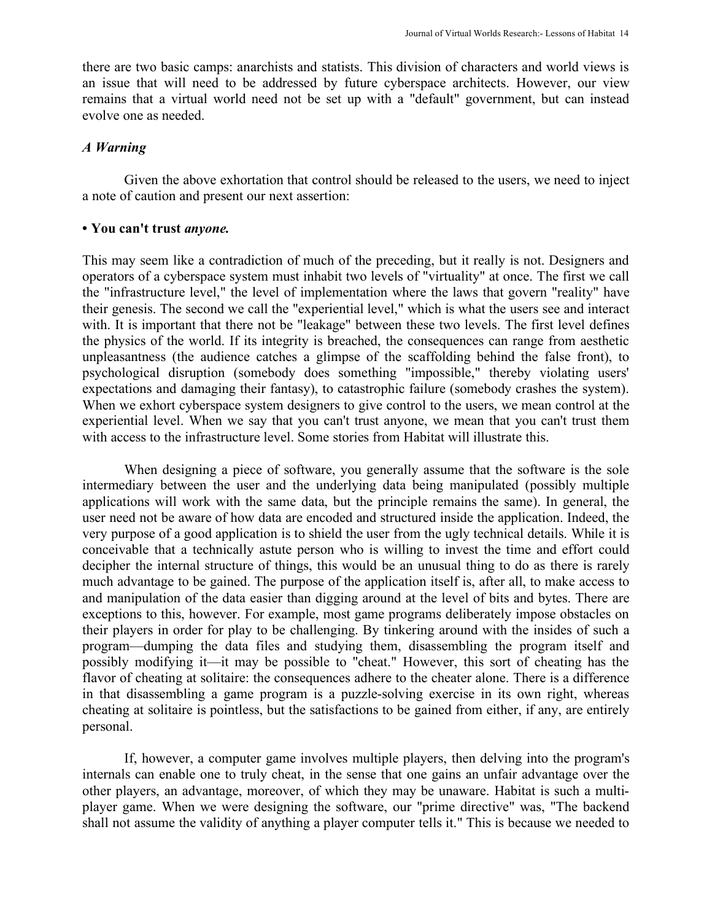there are two basic camps: anarchists and statists. This division of characters and world views is an issue that will need to be addressed by future cyberspace architects. However, our view remains that a virtual world need not be set up with a "default" government, but can instead evolve one as needed.

### *A Warning*

Given the above exhortation that control should be released to the users, we need to inject a note of caution and present our next assertion:

**• You can't trust *anyone.***

This may seem like a contradiction of much of the preceding, but it really is not. Designers and operators of a cyberspace system must inhabit two levels of "virtuality" at once. The first we call the "infrastructure level," the level of implementation where the laws that govern "reality" have their genesis. The second we call the "experiential level," which is what the users see and interact with. It is important that there not be "leakage" between these two levels. The first level defines the physics of the world. If its integrity is breached, the consequences can range from aesthetic unpleasantness (the audience catches a glimpse of the scaffolding behind the false front), to psychological disruption (somebody does something "impossible," thereby violating users' expectations and damaging their fantasy), to catastrophic failure (somebody crashes the system). When we exhort cyberspace system designers to give control to the users, we mean control at the experiential level. When we say that you can't trust anyone, we mean that you can't trust them with access to the infrastructure level. Some stories from Habitat will illustrate this.

When designing a piece of software, you generally assume that the software is the sole intermediary between the user and the underlying data being manipulated (possibly multiple applications will work with the same data, but the principle remains the same). In general, the user need not be aware of how data are encoded and structured inside the application. Indeed, the very purpose of a good application is to shield the user from the ugly technical details. While it is conceivable that a technically astute person who is willing to invest the time and effort could decipher the internal structure of things, this would be an unusual thing to do as there is rarely much advantage to be gained. The purpose of the application itself is, after all, to make access to and manipulation of the data easier than digging around at the level of bits and bytes. There are exceptions to this, however. For example, most game programs deliberately impose obstacles on their players in order for play to be challenging. By tinkering around with the insides of such a program—dumping the data files and studying them, disassembling the program itself and possibly modifying it—it may be possible to "cheat." However, this sort of cheating has the flavor of cheating at solitaire: the consequences adhere to the cheater alone. There is a difference in that disassembling a game program is a puzzle-solving exercise in its own right, whereas cheating at solitaire is pointless, but the satisfactions to be gained from either, if any, are entirely personal.

If, however, a computer game involves multiple players, then delving into the program's internals can enable one to truly cheat, in the sense that one gains an unfair advantage over the other players, an advantage, moreover, of which they may be unaware. Habitat is such a multi-player game. When we were designing the software, our "prime directive" was, "The backend shall not assume the validity of anything a player computer tells it." This is because we needed to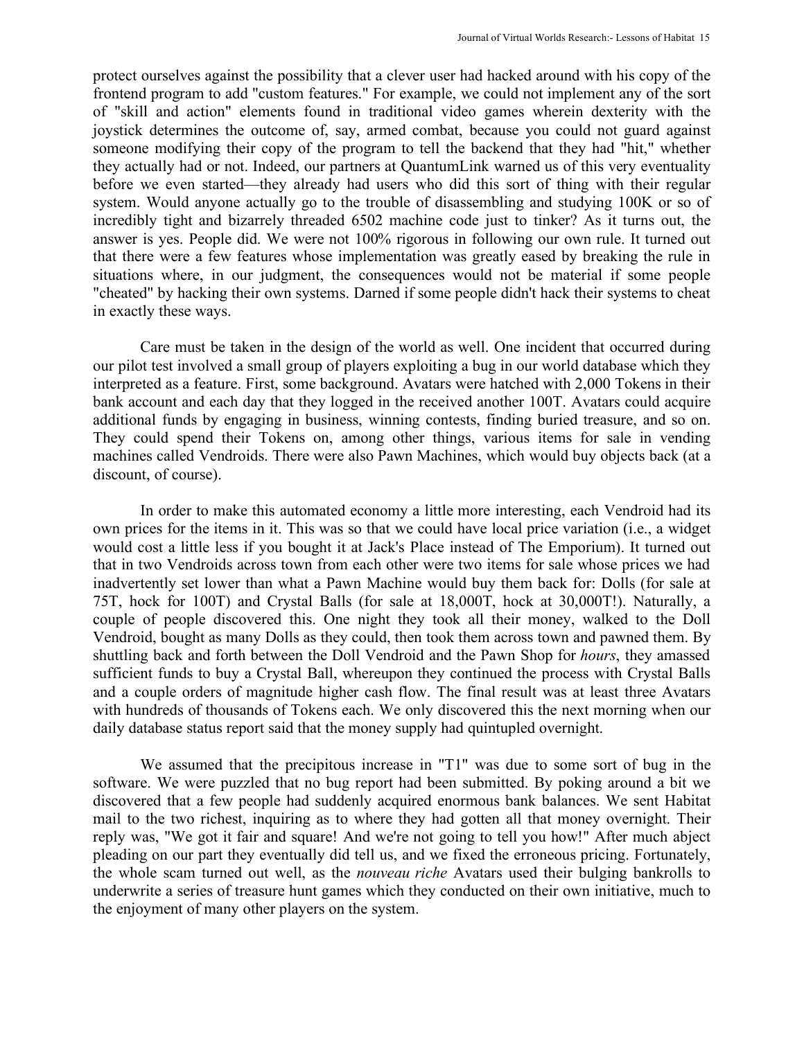protect ourselves against the possibility that a clever user had hacked around with his copy of the frontend program to add "custom features." For example, we could not implement any of the sort of "skill and action" elements found in traditional video games wherein dexterity with the joystick determines the outcome of, say, armed combat, because you could not guard against someone modifying their copy of the program to tell the backend that they had "hit," whether they actually had or not. Indeed, our partners at QuantumLink warned us of this very eventuality before we even started—they already had users who did this sort of thing with their regular system. Would anyone actually go to the trouble of disassembling and studying 100K or so of incredibly tight and bizarrely threaded 6502 machine code just to tinker? As it turns out, the answer is yes. People did. We were not 100% rigorous in following our own rule. It turned out that there were a few features whose implementation was greatly eased by breaking the rule in situations where, in our judgment, the consequences would not be material if some people "cheated" by hacking their own systems. Darned if some people didn't hack their systems to cheat in exactly these ways.

Care must be taken in the design of the world as well. One incident that occurred during our pilot test involved a small group of players exploiting a bug in our world database which they interpreted as a feature. First, some background. Avatars were hatched with 2,000 Tokens in their bank account and each day that they logged in the received another 100T. Avatars could acquire additional funds by engaging in business, winning contests, finding buried treasure, and so on. They could spend their Tokens on, among other things, various items for sale in vending machines called Vendroids. There were also Pawn Machines, which would buy objects back (at a discount, of course).

In order to make this automated economy a little more interesting, each Vendroid had its own prices for the items in it. This was so that we could have local price variation (i.e., a widget would cost a little less if you bought it at Jack's Place instead of The Emporium). It turned out that in two Vendroids across town from each other were two items for sale whose prices we had inadvertently set lower than what a Pawn Machine would buy them back for: Dolls (for sale at 75T, hock for 100T) and Crystal Balls (for sale at 18,000T, hock at 30,000T!). Naturally, a couple of people discovered this. One night they took all their money, walked to the Doll Vendroid, bought as many Dolls as they could, then took them across town and pawned them. By shuttling back and forth between the Doll Vendroid and the Pawn Shop for *hours*, they amassed sufficient funds to buy a Crystal Ball, whereupon they continued the process with Crystal Balls and a couple orders of magnitude higher cash flow. The final result was at least three Avatars with hundreds of thousands of Tokens each. We only discovered this the next morning when our daily database status report said that the money supply had quintupled overnight.

We assumed that the precipitous increase in "T1" was due to some sort of bug in the software. We were puzzled that no bug report had been submitted. By poking around a bit we discovered that a few people had suddenly acquired enormous bank balances. We sent Habitat mail to the two richest, inquiring as to where they had gotten all that money overnight. Their reply was, "We got it fair and square! And we're not going to tell you how!" After much abject pleading on our part they eventually did tell us, and we fixed the erroneous pricing. Fortunately, the whole scam turned out well, as the *nouveau riche* Avatars used their bulging bankrolls to underwrite a series of treasure hunt games which they conducted on their own initiative, much to the enjoyment of many other players on the system.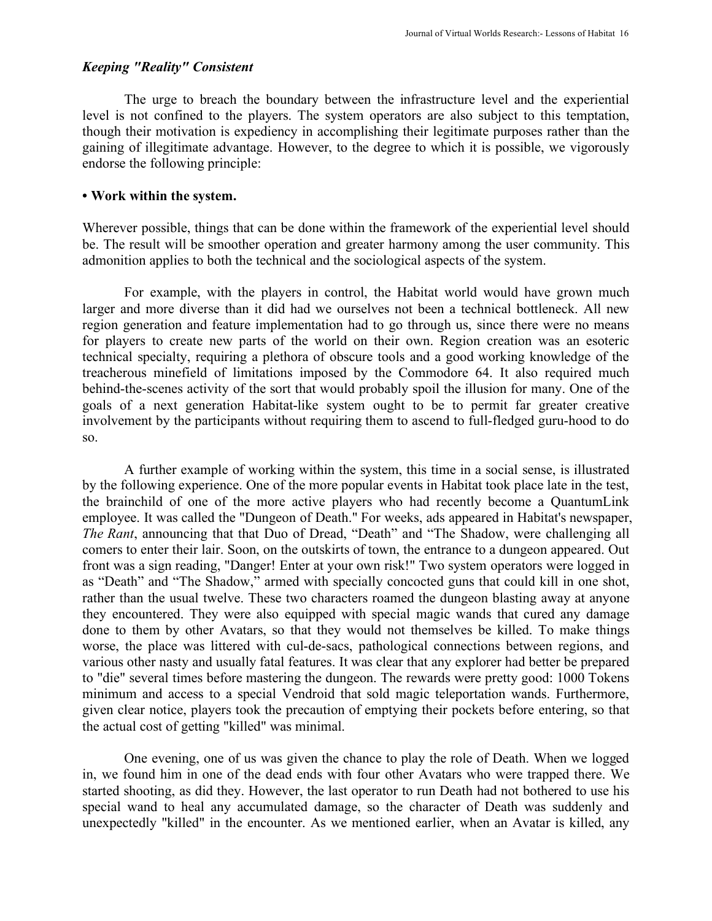### *Keeping "Reality" Consistent*

The urge to breach the boundary between the infrastructure level and the experiential level is not confined to the players. The system operators are also subject to this temptation, though their motivation is expediency in accomplishing their legitimate purposes rather than the gaining of illegitimate advantage. However, to the degree to which it is possible, we vigorously endorse the following principle:

**• Work within the system.**

Wherever possible, things that can be done within the framework of the experiential level should be. The result will be smoother operation and greater harmony among the user community. This admonition applies to both the technical and the sociological aspects of the system.

For example, with the players in control, the Habitat world would have grown much larger and more diverse than it did had we ourselves not been a technical bottleneck. All new region generation and feature implementation had to go through us, since there were no means for players to create new parts of the world on their own. Region creation was an esoteric technical specialty, requiring a plethora of obscure tools and a good working knowledge of the treacherous minefield of limitations imposed by the Commodore 64. It also required much behind-the-scenes activity of the sort that would probably spoil the illusion for many. One of the goals of a next generation Habitat-like system ought to be to permit far greater creative involvement by the participants without requiring them to ascend to full-fledged guru-hood to do so.

A further example of working within the system, this time in a social sense, is illustrated by the following experience. One of the more popular events in Habitat took place late in the test, the brainchild of one of the more active players who had recently become a QuantumLink employee. It was called the "Dungeon of Death." For weeks, ads appeared in Habitat's newspaper, *The Rant*, announcing that that Duo of Dread, “Death” and “The Shadow, were challenging all comers to enter their lair. Soon, on the outskirts of town, the entrance to a dungeon appeared. Out front was a sign reading, "Danger! Enter at your own risk!" Two system operators were logged in as “Death” and “The Shadow,” armed with specially concocted guns that could kill in one shot, rather than the usual twelve. These two characters roamed the dungeon blasting away at anyone they encountered. They were also equipped with special magic wands that cured any damage done to them by other Avatars, so that they would not themselves be killed. To make things worse, the place was littered with cul-de-sacs, pathological connections between regions, and various other nasty and usually fatal features. It was clear that any explorer had better be prepared to "die" several times before mastering the dungeon. The rewards were pretty good: 1000 Tokens minimum and access to a special Vendroid that sold magic teleportation wands. Furthermore, given clear notice, players took the precaution of emptying their pockets before entering, so that the actual cost of getting "killed" was minimal.

One evening, one of us was given the chance to play the role of Death. When we logged in, we found him in one of the dead ends with four other Avatars who were trapped there. We started shooting, as did they. However, the last operator to run Death had not bothered to use his special wand to heal any accumulated damage, so the character of Death was suddenly and unexpectedly "killed" in the encounter. As we mentioned earlier, when an Avatar is killed, any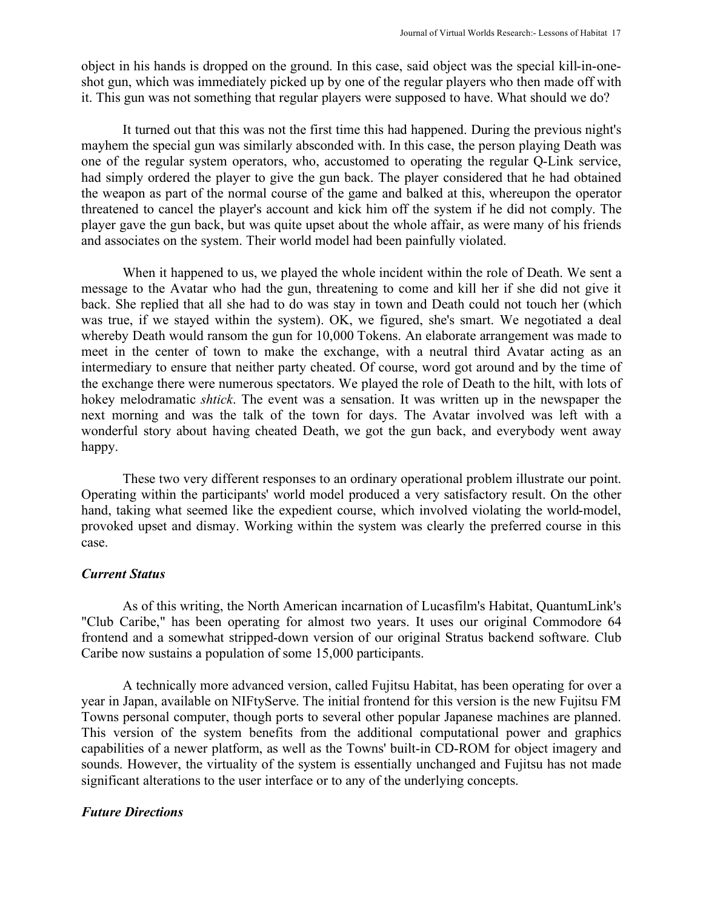object in his hands is dropped on the ground. In this case, said object was the special kill-in-one-shot gun, which was immediately picked up by one of the regular players who then made off with it. This gun was not something that regular players were supposed to have. What should we do?

It turned out that this was not the first time this had happened. During the previous night's mayhem the special gun was similarly absconded with. In this case, the person playing Death was one of the regular system operators, who, accustomed to operating the regular Q-Link service, had simply ordered the player to give the gun back. The player considered that he had obtained the weapon as part of the normal course of the game and balked at this, whereupon the operator threatened to cancel the player's account and kick him off the system if he did not comply. The player gave the gun back, but was quite upset about the whole affair, as were many of his friends and associates on the system. Their world model had been painfully violated.

When it happened to us, we played the whole incident within the role of Death. We sent a message to the Avatar who had the gun, threatening to come and kill her if she did not give it back. She replied that all she had to do was stay in town and Death could not touch her (which was true, if we stayed within the system). OK, we figured, she's smart. We negotiated a deal whereby Death would ransom the gun for 10,000 Tokens. An elaborate arrangement was made to meet in the center of town to make the exchange, with a neutral third Avatar acting as an intermediary to ensure that neither party cheated. Of course, word got around and by the time of the exchange there were numerous spectators. We played the role of Death to the hilt, with lots of hokey melodramatic *shtick*. The event was a sensation. It was written up in the newspaper the next morning and was the talk of the town for days. The Avatar involved was left with a wonderful story about having cheated Death, we got the gun back, and everybody went away happy.

These two very different responses to an ordinary operational problem illustrate our point. Operating within the participants' world model produced a very satisfactory result. On the other hand, taking what seemed like the expedient course, which involved violating the world-model, provoked upset and dismay. Working within the system was clearly the preferred course in this case.

### *Current Status*

As of this writing, the North American incarnation of Lucasfilm's Habitat, QuantumLink's "Club Caribe," has been operating for almost two years. It uses our original Commodore 64 frontend and a somewhat stripped-down version of our original Stratus backend software. Club Caribe now sustains a population of some 15,000 participants.

A technically more advanced version, called Fujitsu Habitat, has been operating for over a year in Japan, available on NIFtyServe. The initial frontend for this version is the new Fujitsu FM Towns personal computer, though ports to several other popular Japanese machines are planned. This version of the system benefits from the additional computational power and graphics capabilities of a newer platform, as well as the Towns' built-in CD-ROM for object imagery and sounds. However, the virtuality of the system is essentially unchanged and Fujitsu has not made significant alterations to the user interface or to any of the underlying concepts.

### *Future Directions*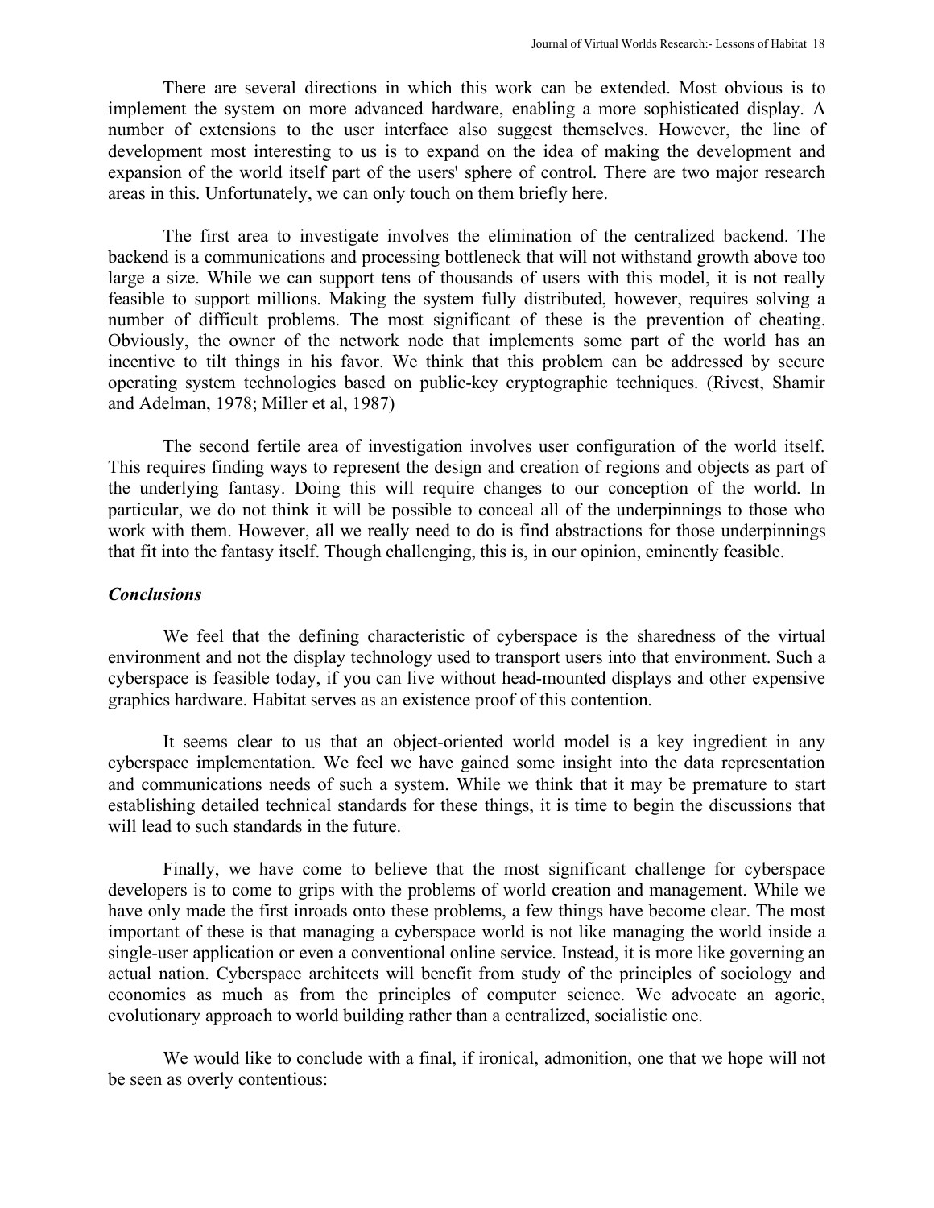There are several directions in which this work can be extended. Most obvious is to implement the system on more advanced hardware, enabling a more sophisticated display. A number of extensions to the user interface also suggest themselves. However, the line of development most interesting to us is to expand on the idea of making the development and expansion of the world itself part of the users' sphere of control. There are two major research areas in this. Unfortunately, we can only touch on them briefly here.

The first area to investigate involves the elimination of the centralized backend. The backend is a communications and processing bottleneck that will not withstand growth above too large a size. While we can support tens of thousands of users with this model, it is not really feasible to support millions. Making the system fully distributed, however, requires solving a number of difficult problems. The most significant of these is the prevention of cheating. Obviously, the owner of the network node that implements some part of the world has an incentive to tilt things in his favor. We think that this problem can be addressed by secure operating system technologies based on public-key cryptographic techniques. (Rivest, Shamir and Adelman, 1978; Miller et al, 1987)

The second fertile area of investigation involves user configuration of the world itself. This requires finding ways to represent the design and creation of regions and objects as part of the underlying fantasy. Doing this will require changes to our conception of the world. In particular, we do not think it will be possible to conceal all of the underpinnings to those who work with them. However, all we really need to do is find abstractions for those underpinnings that fit into the fantasy itself. Though challenging, this is, in our opinion, eminently feasible.

### *Conclusions*

We feel that the defining characteristic of cyberspace is the sharedness of the virtual environment and not the display technology used to transport users into that environment. Such a cyberspace is feasible today, if you can live without head-mounted displays and other expensive graphics hardware. Habitat serves as an existence proof of this contention.

It seems clear to us that an object-oriented world model is a key ingredient in any cyberspace implementation. We feel we have gained some insight into the data representation and communications needs of such a system. While we think that it may be premature to start establishing detailed technical standards for these things, it is time to begin the discussions that will lead to such standards in the future.

Finally, we have come to believe that the most significant challenge for cyberspace developers is to come to grips with the problems of world creation and management. While we have only made the first inroads onto these problems, a few things have become clear. The most important of these is that managing a cyberspace world is not like managing the world inside a single-user application or even a conventional online service. Instead, it is more like governing an actual nation. Cyberspace architects will benefit from study of the principles of sociology and economics as much as from the principles of computer science. We advocate an agoric, evolutionary approach to world building rather than a centralized, socialistic one.

We would like to conclude with a final, if ironical, admonition, one that we hope will not be seen as overly contentious: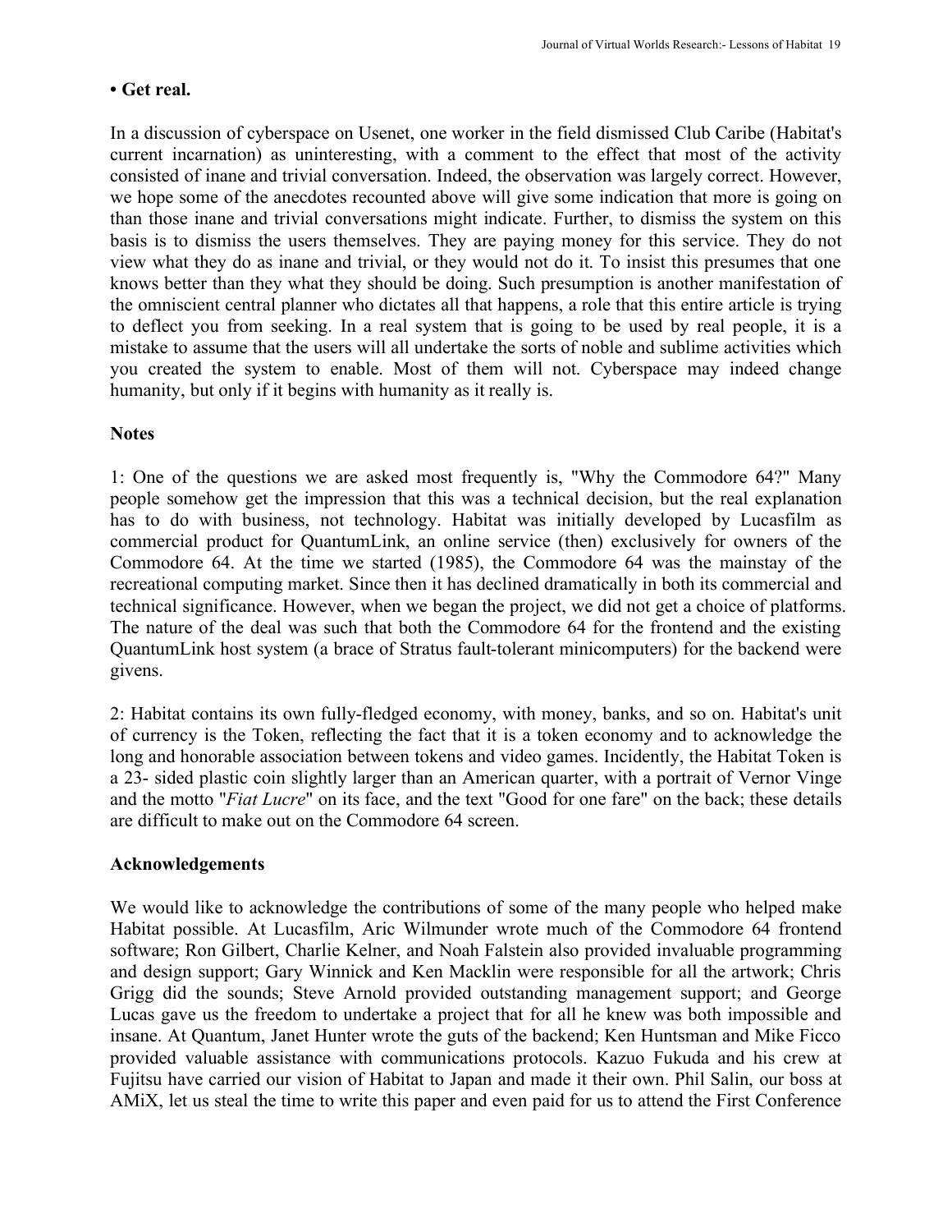**• Get real.**

In a discussion of cyberspace on Usenet, one worker in the field dismissed Club Caribe (Habitat's current incarnation) as uninteresting, with a comment to the effect that most of the activity consisted of inane and trivial conversation. Indeed, the observation was largely correct. However, we hope some of the anecdotes recounted above will give some indication that more is going on than those inane and trivial conversations might indicate. Further, to dismiss the system on this basis is to dismiss the users themselves. They are paying money for this service. They do not view what they do as inane and trivial, or they would not do it. To insist this presumes that one knows better than they what they should be doing. Such presumption is another manifestation of the omniscient central planner who dictates all that happens, a role that this entire article is trying to deflect you from seeking. In a real system that is going to be used by real people, it is a mistake to assume that the users will all undertake the sorts of noble and sublime activities which you created the system to enable. Most of them will not. Cyberspace may indeed change humanity, but only if it begins with humanity as it really is.

## Notes

1: One of the questions we are asked most frequently is, "Why the Commodore 64?" Many people somehow get the impression that this was a technical decision, but the real explanation has to do with business, not technology. Habitat was initially developed by Lucasfilm as commercial product for QuantumLink, an online service (then) exclusively for owners of the Commodore 64. At the time we started (1985), the Commodore 64 was the mainstay of the recreational computing market. Since then it has declined dramatically in both its commercial and technical significance. However, when we began the project, we did not get a choice of platforms. The nature of the deal was such that both the Commodore 64 for the frontend and the existing QuantumLink host system (a brace of Stratus fault-tolerant minicomputers) for the backend were givens.

2: Habitat contains its own fully-fledged economy, with money, banks, and so on. Habitat's unit of currency is the Token, reflecting the fact that it is a token economy and to acknowledge the long and honorable association between tokens and video games. Incidently, the Habitat Token is a 23- sided plastic coin slightly larger than an American quarter, with a portrait of Vernor Vinge and the motto "*Fiat Lucre*" on its face, and the text "Good for one fare" on the back; these details are difficult to make out on the Commodore 64 screen.

## Acknowledgements

We would like to acknowledge the contributions of some of the many people who helped make Habitat possible. At Lucasfilm, Aric Wilmunder wrote much of the Commodore 64 frontend software; Ron Gilbert, Charlie Kelner, and Noah Falstein also provided invaluable programming and design support; Gary Winnick and Ken Macklin were responsible for all the artwork; Chris Grigg did the sounds; Steve Arnold provided outstanding management support; and George Lucas gave us the freedom to undertake a project that for all he knew was both impossible and insane. At Quantum, Janet Hunter wrote the guts of the backend; Ken Huntsman and Mike Ficco provided valuable assistance with communications protocols. Kazuo Fukuda and his crew at Fujitsu have carried our vision of Habitat to Japan and made it their own. Phil Salin, our boss at AMiX, let us steal the time to write this paper and even paid for us to attend the First Conference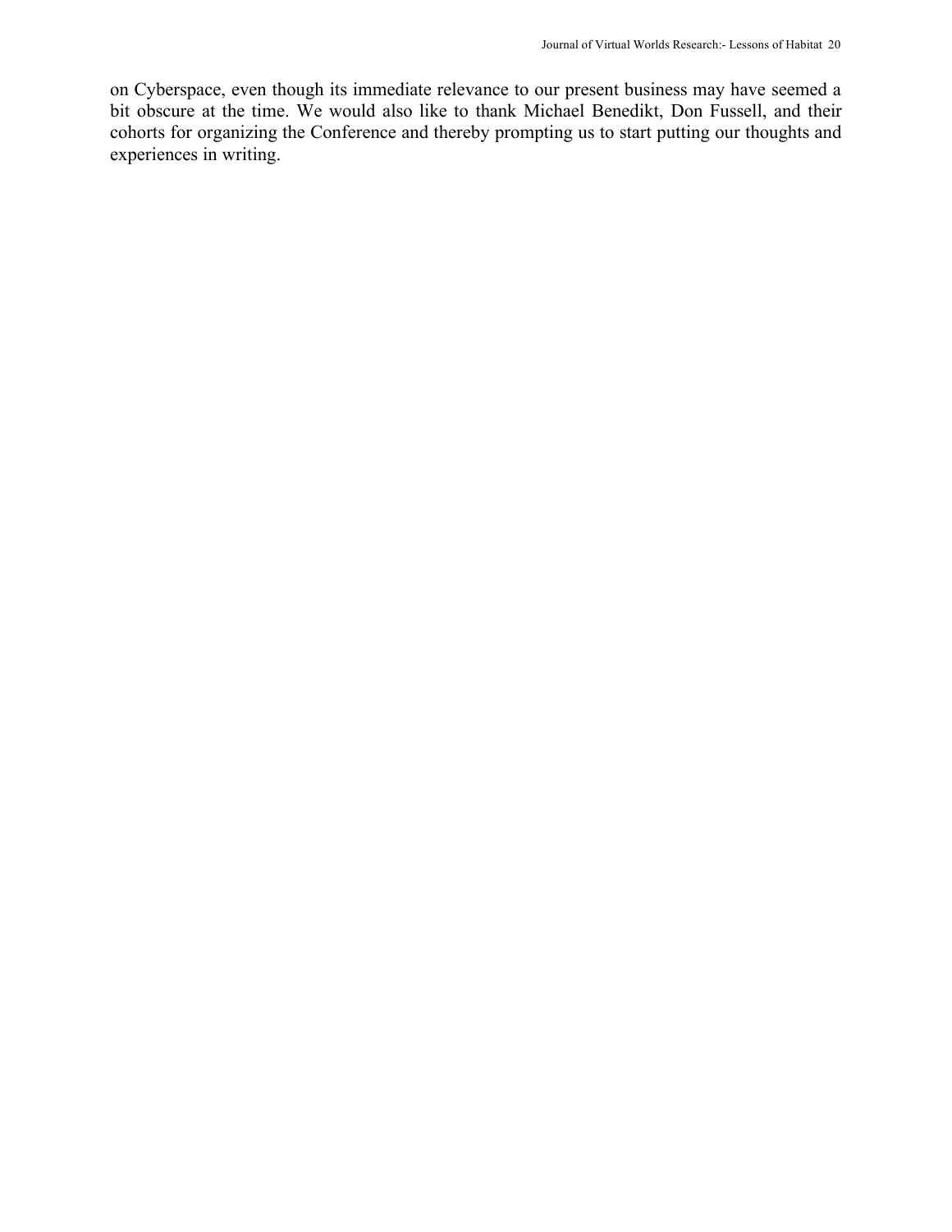on Cyberspace, even though its immediate relevance to our present business may have seemed a bit obscure at the time. We would also like to thank Michael Benedikt, Don Fussell, and their cohorts for organizing the Conference and thereby prompting us to start putting our thoughts and experiences in writing.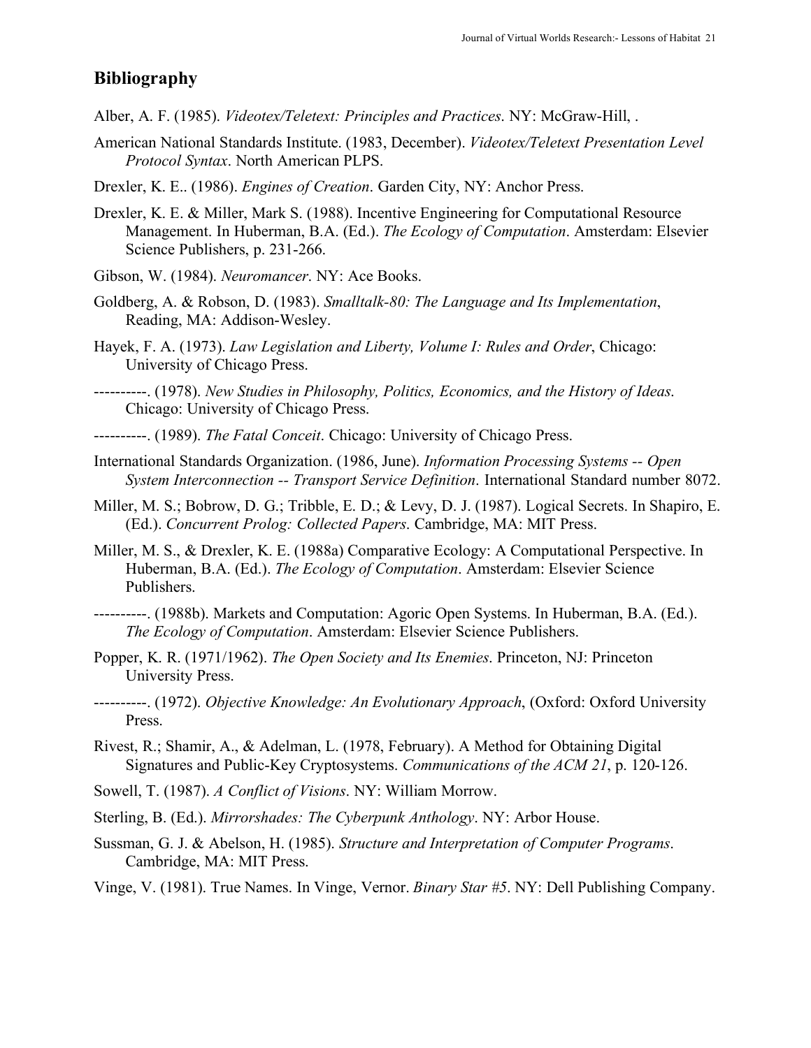## Bibliography

Alber, A. F. (1985). *Videotex/Teletext: Principles and Practices*. NY: McGraw-Hill, .

American National Standards Institute. (1983, December). *Videotex/Teletext Presentation Level Protocol Syntax*. North American PLPS.

Drexler, K. E.. (1986). *Engines of Creation*. Garden City, NY: Anchor Press.

Drexler, K. E. & Miller, Mark S. (1988). Incentive Engineering for Computational Resource Management. In Huberman, B.A. (Ed.). *The Ecology of Computation*. Amsterdam: Elsevier Science Publishers, p. 231-266.

Gibson, W. (1984). *Neuromancer*. NY: Ace Books.

Goldberg, A. & Robson, D. (1983). *Smalltalk-80: The Language and Its Implementation*, Reading, MA: Addison-Wesley.

Hayek, F. A. (1973). *Law Legislation and Liberty, Volume I: Rules and Order*, Chicago: University of Chicago Press.

----------. (1978). *New Studies in Philosophy, Politics, Economics, and the History of Ideas*. Chicago: University of Chicago Press.

----------. (1989). *The Fatal Conceit*. Chicago: University of Chicago Press.

International Standards Organization. (1986, June). *Information Processing Systems -- Open System Interconnection -- Transport Service Definition*. International Standard number 8072.

Miller, M. S.; Bobrow, D. G.; Tribble, E. D.; & Levy, D. J. (1987). Logical Secrets. In Shapiro, E. (Ed.). *Concurrent Prolog: Collected Papers*. Cambridge, MA: MIT Press.

Miller, M. S., & Drexler, K. E. (1988a) Comparative Ecology: A Computational Perspective. In Huberman, B.A. (Ed.). *The Ecology of Computation*. Amsterdam: Elsevier Science Publishers.

----------. (1988b). Markets and Computation: Agoric Open Systems. In Huberman, B.A. (Ed.). *The Ecology of Computation*. Amsterdam: Elsevier Science Publishers.

Popper, K. R. (1971/1962). *The Open Society and Its Enemies*. Princeton, NJ: Princeton University Press.

----------. (1972). *Objective Knowledge: An Evolutionary Approach*, (Oxford: Oxford University Press.

Rivest, R.; Shamir, A., & Adelman, L. (1978, February). A Method for Obtaining Digital Signatures and Public-Key Cryptosystems. *Communications of the ACM 21*, p. 120-126.

Sowell, T. (1987). *A Conflict of Visions*. NY: William Morrow.

Sterling, B. (Ed.). *Mirrorshades: The Cyberpunk Anthology*. NY: Arbor House.

Sussman, G. J. & Abelson, H. (1985). *Structure and Interpretation of Computer Programs*. Cambridge, MA: MIT Press.

Vinge, V. (1981). True Names. In Vinge, Vernor. *Binary Star #5*. NY: Dell Publishing Company.